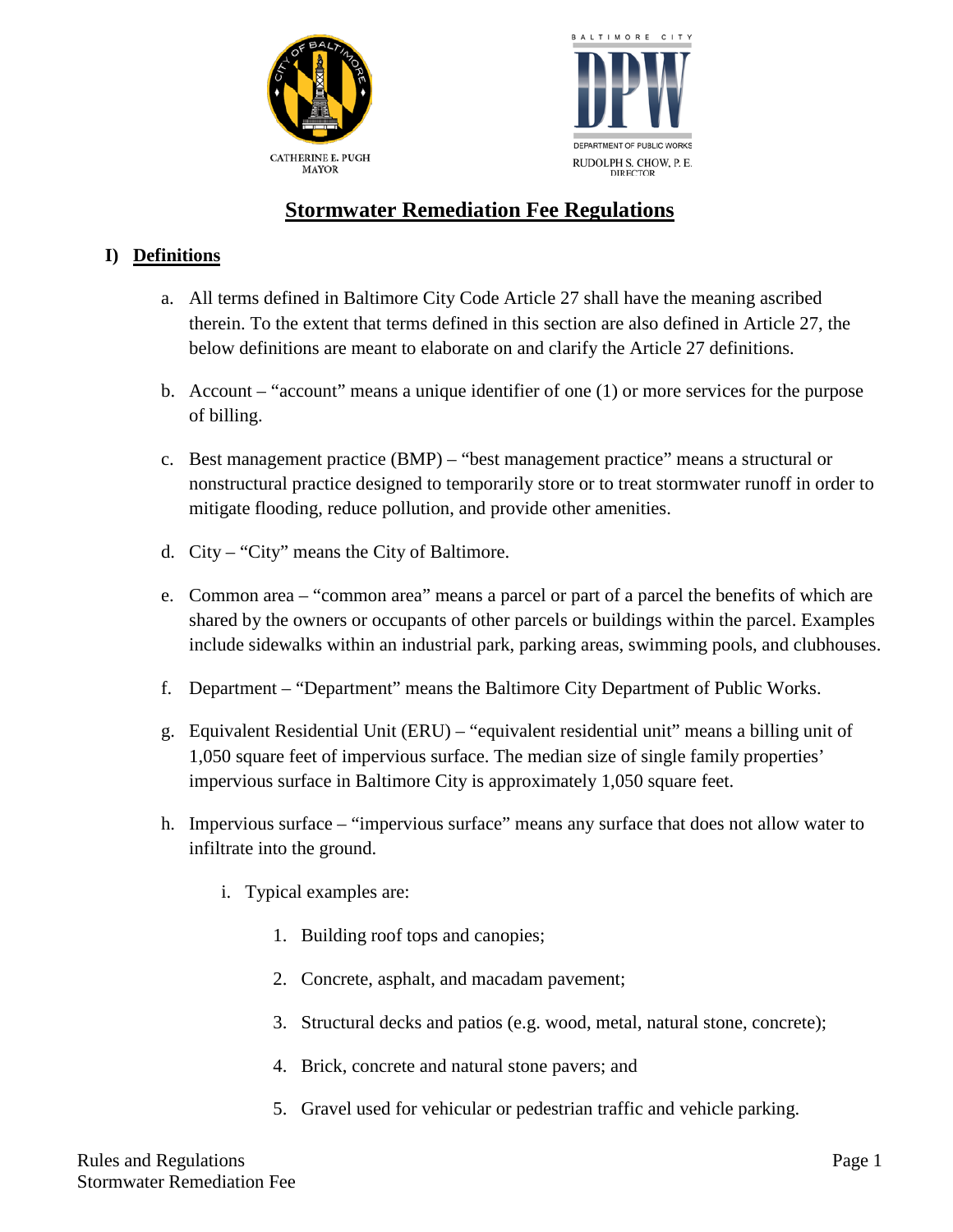CATHERINE E. PUGH
MAYOR

BALTIMORE CITY DPW
DEPARTMENT OF PUBLIC WORKS
RUDOLPH S. CHOW, P. E.
DIRECTOR

# Stormwater Remediation Fee Regulations

## I) Definitions

a. All terms defined in Baltimore City Code Article 27 shall have the meaning ascribed therein. To the extent that terms defined in this section are also defined in Article 27, the below definitions are meant to elaborate on and clarify the Article 27 definitions.

b. Account – "account" means a unique identifier of one (1) or more services for the purpose of billing.

c. Best management practice (BMP) – "best management practice" means a structural or nonstructural practice designed to temporarily store or to treat stormwater runoff in order to mitigate flooding, reduce pollution, and provide other amenities.

d. City – "City" means the City of Baltimore.

e. Common area – "common area" means a parcel or part of a parcel the benefits of which are shared by the owners or occupants of other parcels or buildings within the parcel. Examples include sidewalks within an industrial park, parking areas, swimming pools, and clubhouses.

f. Department – "Department" means the Baltimore City Department of Public Works.

g. Equivalent Residential Unit (ERU) – "equivalent residential unit" means a billing unit of 1,050 square feet of impervious surface. The median size of single family properties' impervious surface in Baltimore City is approximately 1,050 square feet.

h. Impervious surface – "impervious surface" means any surface that does not allow water to infiltrate into the ground.

   i. Typical examples are:

      1. Building roof tops and canopies;

      2. Concrete, asphalt, and macadam pavement;

      3. Structural decks and patios (e.g. wood, metal, natural stone, concrete);

      4. Brick, concrete and natural stone pavers; and

      5. Gravel used for vehicular or pedestrian traffic and vehicle parking.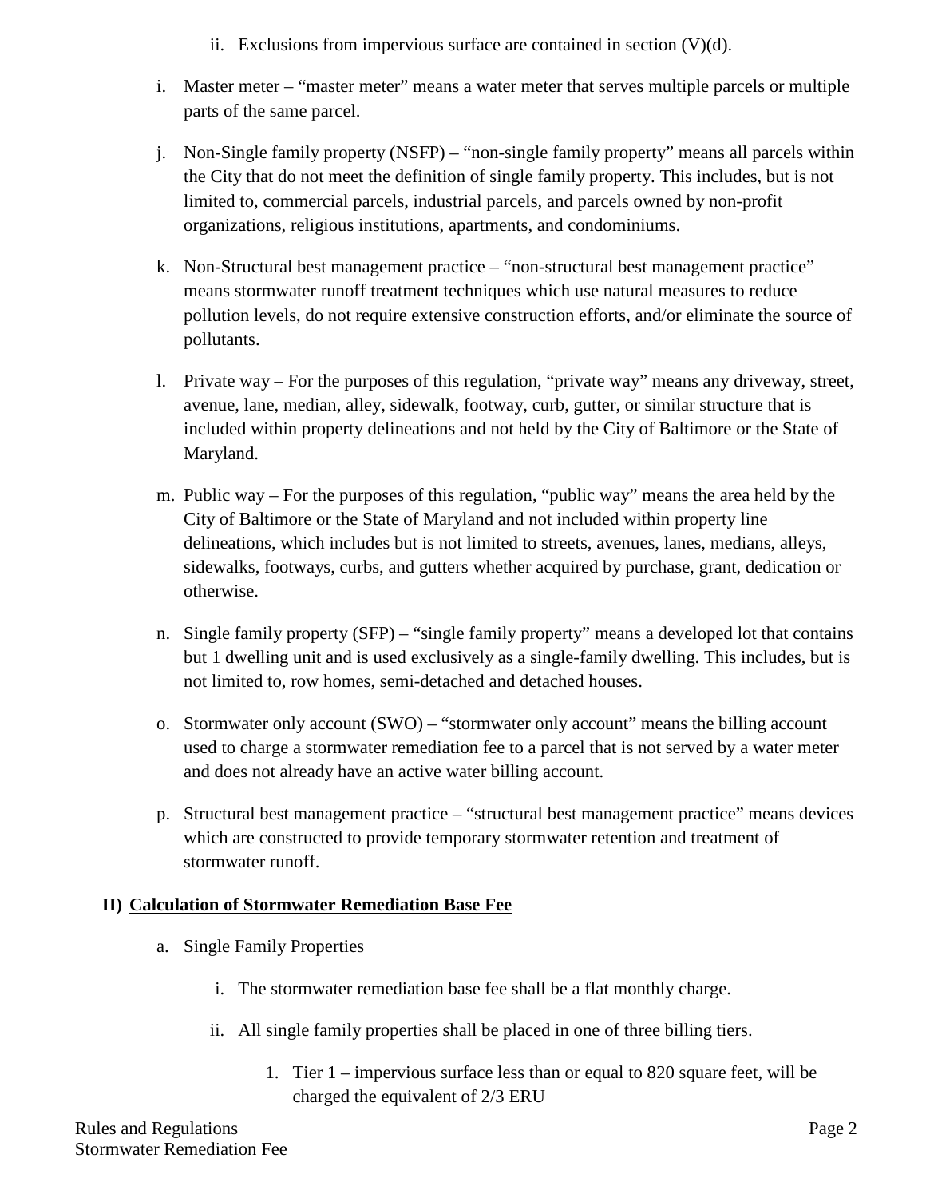ii. Exclusions from impervious surface are contained in section (V)(d).

i. Master meter – “master meter” means a water meter that serves multiple parcels or multiple parts of the same parcel.

j. Non-Single family property (NSFP) – “non-single family property” means all parcels within the City that do not meet the definition of single family property. This includes, but is not limited to, commercial parcels, industrial parcels, and parcels owned by non-profit organizations, religious institutions, apartments, and condominiums.

k. Non-Structural best management practice – “non-structural best management practice” means stormwater runoff treatment techniques which use natural measures to reduce pollution levels, do not require extensive construction efforts, and/or eliminate the source of pollutants.

l. Private way – For the purposes of this regulation, “private way” means any driveway, street, avenue, lane, median, alley, sidewalk, footway, curb, gutter, or similar structure that is included within property delineations and not held by the City of Baltimore or the State of Maryland.

m. Public way – For the purposes of this regulation, “public way” means the area held by the City of Baltimore or the State of Maryland and not included within property line delineations, which includes but is not limited to streets, avenues, lanes, medians, alleys, sidewalks, footways, curbs, and gutters whether acquired by purchase, grant, dedication or otherwise.

n. Single family property (SFP) – “single family property” means a developed lot that contains but 1 dwelling unit and is used exclusively as a single-family dwelling. This includes, but is not limited to, row homes, semi-detached and detached houses.

o. Stormwater only account (SWO) – “stormwater only account” means the billing account used to charge a stormwater remediation fee to a parcel that is not served by a water meter and does not already have an active water billing account.

p. Structural best management practice – “structural best management practice” means devices which are constructed to provide temporary stormwater retention and treatment of stormwater runoff.

## II) Calculation of Stormwater Remediation Base Fee

a. Single Family Properties

i. The stormwater remediation base fee shall be a flat monthly charge.

ii. All single family properties shall be placed in one of three billing tiers.

1. Tier 1 – impervious surface less than or equal to 820 square feet, will be charged the equivalent of 2/3 ERU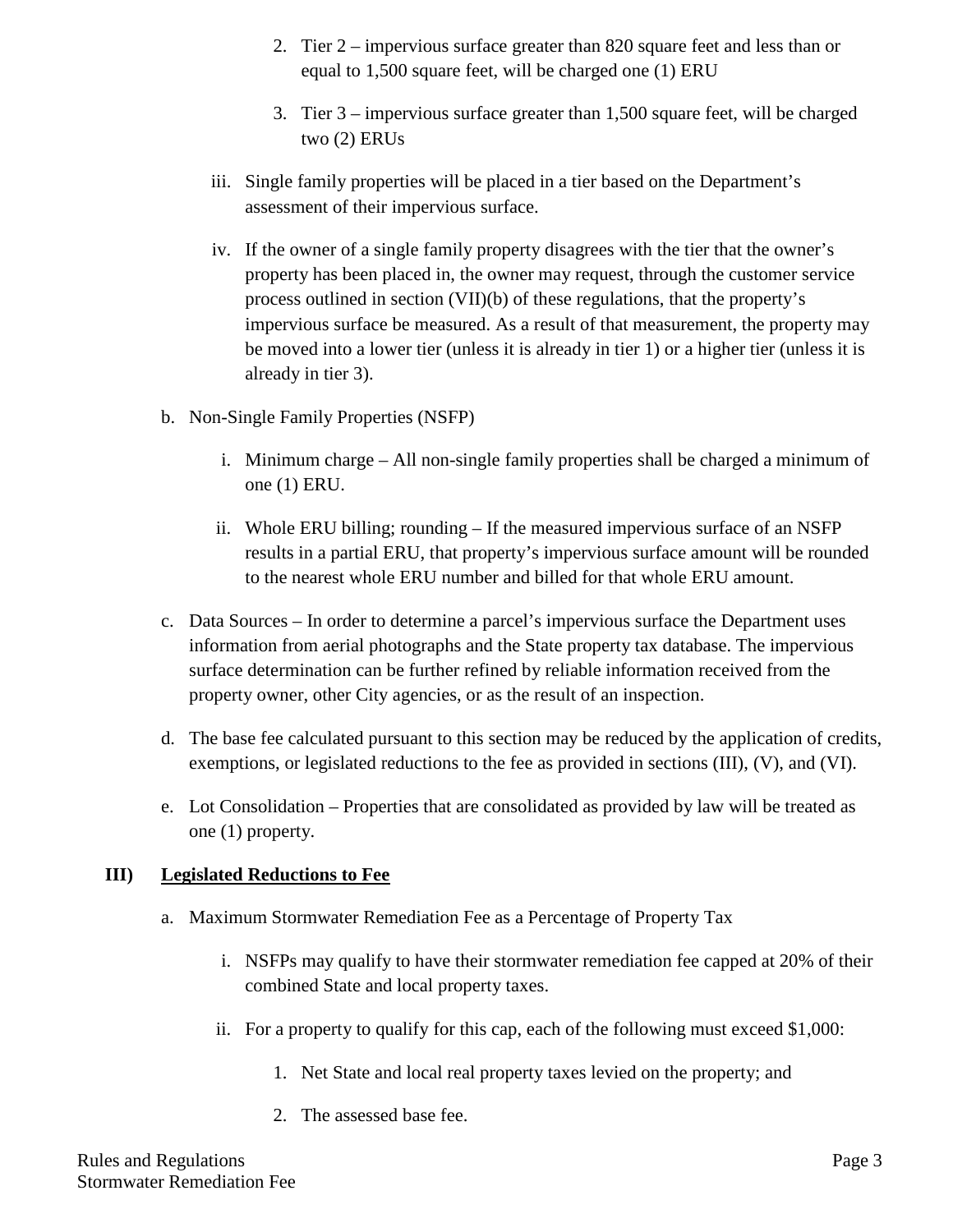2. Tier 2 – impervious surface greater than 820 square feet and less than or equal to 1,500 square feet, will be charged one (1) ERU

3. Tier 3 – impervious surface greater than 1,500 square feet, will be charged two (2) ERUs

iii. Single family properties will be placed in a tier based on the Department's assessment of their impervious surface.

iv. If the owner of a single family property disagrees with the tier that the owner's property has been placed in, the owner may request, through the customer service process outlined in section (VII)(b) of these regulations, that the property's impervious surface be measured. As a result of that measurement, the property may be moved into a lower tier (unless it is already in tier 1) or a higher tier (unless it is already in tier 3).

b. Non-Single Family Properties (NSFP)

i. Minimum charge – All non-single family properties shall be charged a minimum of one (1) ERU.

ii. Whole ERU billing; rounding – If the measured impervious surface of an NSFP results in a partial ERU, that property's impervious surface amount will be rounded to the nearest whole ERU number and billed for that whole ERU amount.

c. Data Sources – In order to determine a parcel's impervious surface the Department uses information from aerial photographs and the State property tax database. The impervious surface determination can be further refined by reliable information received from the property owner, other City agencies, or as the result of an inspection.

d. The base fee calculated pursuant to this section may be reduced by the application of credits, exemptions, or legislated reductions to the fee as provided in sections (III), (V), and (VI).

e. Lot Consolidation – Properties that are consolidated as provided by law will be treated as one (1) property.

## III) <u>Legislated Reductions to Fee</u>

a. Maximum Stormwater Remediation Fee as a Percentage of Property Tax

i. NSFPs may qualify to have their stormwater remediation fee capped at 20% of their combined State and local property taxes.

ii. For a property to qualify for this cap, each of the following must exceed $1,000:

1. Net State and local real property taxes levied on the property; and

2. The assessed base fee.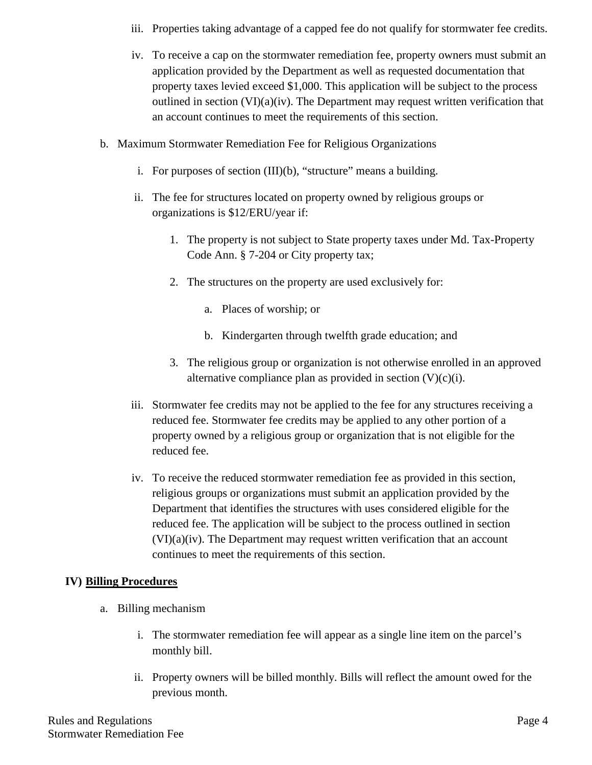iii. Properties taking advantage of a capped fee do not qualify for stormwater fee credits.

iv. To receive a cap on the stormwater remediation fee, property owners must submit an application provided by the Department as well as requested documentation that property taxes levied exceed $1,000. This application will be subject to the process outlined in section (VI)(a)(iv). The Department may request written verification that an account continues to meet the requirements of this section.

b. Maximum Stormwater Remediation Fee for Religious Organizations

   i. For purposes of section (III)(b), "structure" means a building.

   ii. The fee for structures located on property owned by religious groups or organizations is $12/ERU/year if:

      1. The property is not subject to State property taxes under Md. Tax-Property Code Ann. § 7-204 or City property tax;

      2. The structures on the property are used exclusively for:

         a. Places of worship; or

         b. Kindergarten through twelfth grade education; and

      3. The religious group or organization is not otherwise enrolled in an approved alternative compliance plan as provided in section (V)(c)(i).

   iii. Stormwater fee credits may not be applied to the fee for any structures receiving a reduced fee. Stormwater fee credits may be applied to any other portion of a property owned by a religious group or organization that is not eligible for the reduced fee.

   iv. To receive the reduced stormwater remediation fee as provided in this section, religious groups or organizations must submit an application provided by the Department that identifies the structures with uses considered eligible for the reduced fee. The application will be subject to the process outlined in section (VI)(a)(iv). The Department may request written verification that an account continues to meet the requirements of this section.

## IV) <u>Billing Procedures</u>

a. Billing mechanism

   i. The stormwater remediation fee will appear as a single line item on the parcel's monthly bill.

   ii. Property owners will be billed monthly. Bills will reflect the amount owed for the previous month.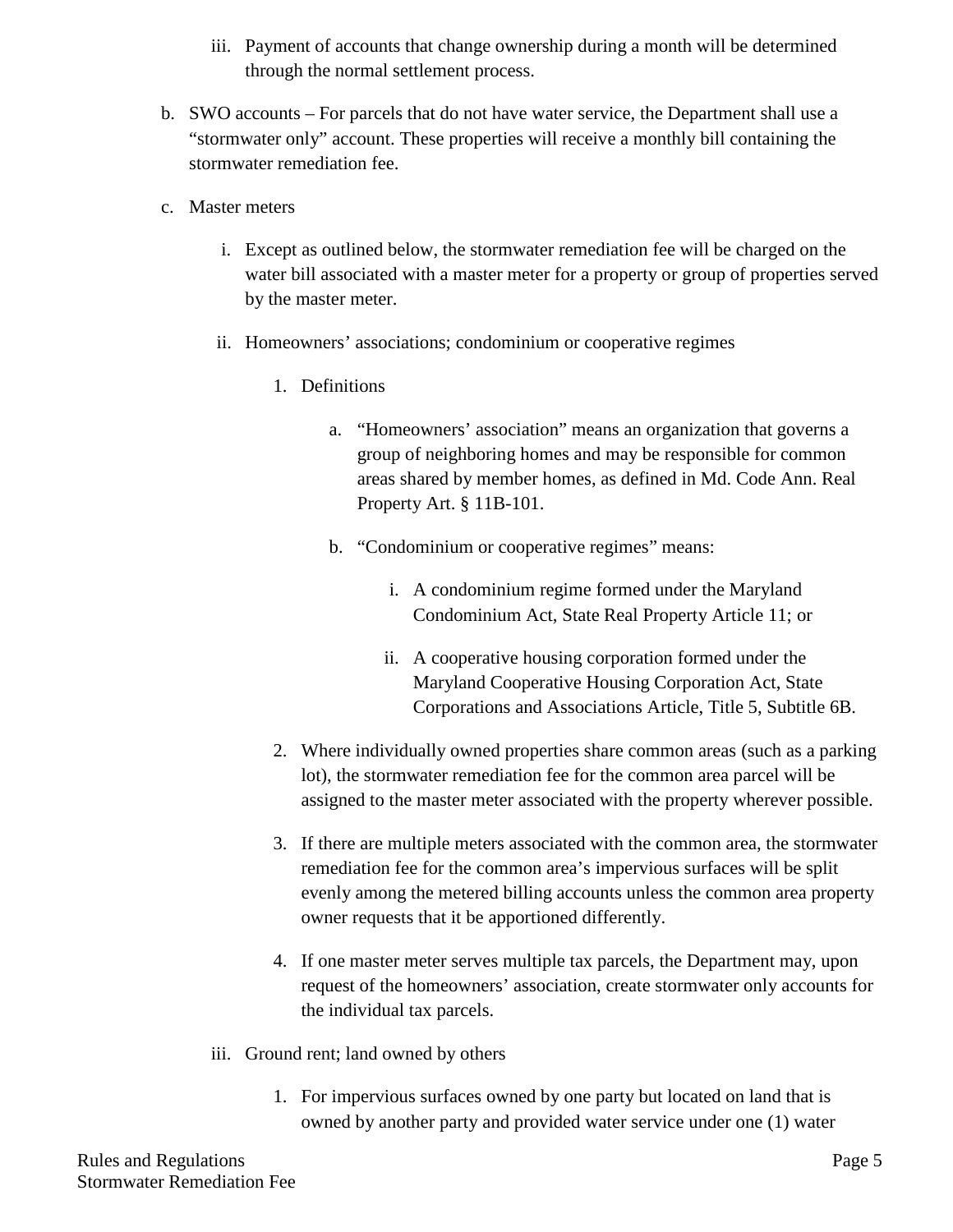iii. Payment of accounts that change ownership during a month will be determined through the normal settlement process.

b. SWO accounts – For parcels that do not have water service, the Department shall use a "stormwater only" account. These properties will receive a monthly bill containing the stormwater remediation fee.

c. Master meters

  i. Except as outlined below, the stormwater remediation fee will be charged on the water bill associated with a master meter for a property or group of properties served by the master meter.

  ii. Homeowners' associations; condominium or cooperative regimes

    1. Definitions

      a. "Homeowners' association" means an organization that governs a group of neighboring homes and may be responsible for common areas shared by member homes, as defined in Md. Code Ann. Real Property Art. § 11B-101.

      b. "Condominium or cooperative regimes" means:

        i. A condominium regime formed under the Maryland Condominium Act, State Real Property Article 11; or

        ii. A cooperative housing corporation formed under the Maryland Cooperative Housing Corporation Act, State Corporations and Associations Article, Title 5, Subtitle 6B.

    2. Where individually owned properties share common areas (such as a parking lot), the stormwater remediation fee for the common area parcel will be assigned to the master meter associated with the property wherever possible.

    3. If there are multiple meters associated with the common area, the stormwater remediation fee for the common area's impervious surfaces will be split evenly among the metered billing accounts unless the common area property owner requests that it be apportioned differently.

    4. If one master meter serves multiple tax parcels, the Department may, upon request of the homeowners' association, create stormwater only accounts for the individual tax parcels.

  iii. Ground rent; land owned by others

    1. For impervious surfaces owned by one party but located on land that is owned by another party and provided water service under one (1) water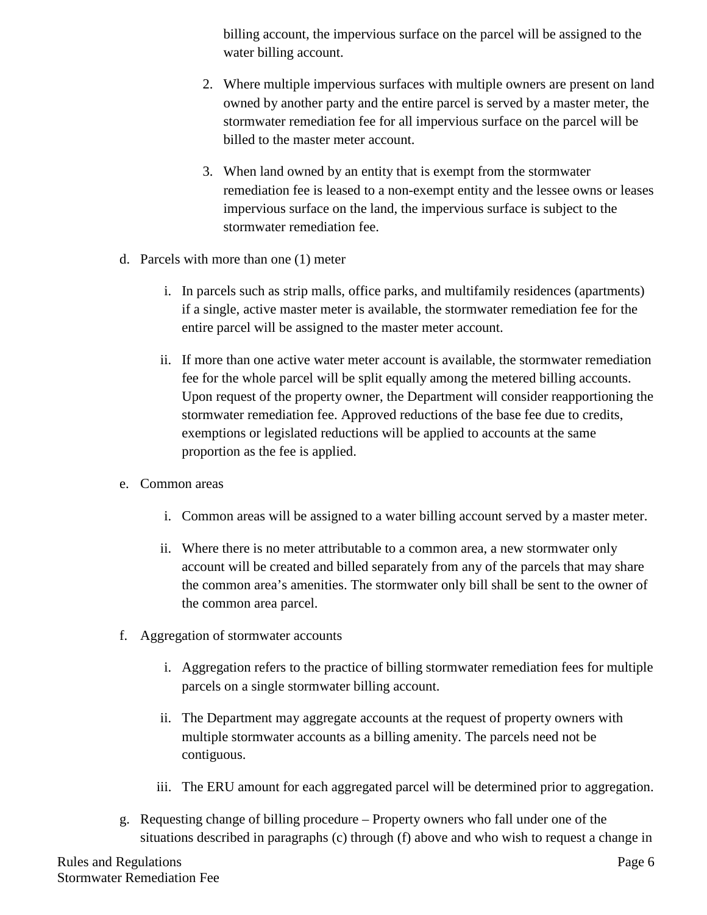billing account, the impervious surface on the parcel will be assigned to the water billing account.

2. Where multiple impervious surfaces with multiple owners are present on land owned by another party and the entire parcel is served by a master meter, the stormwater remediation fee for all impervious surface on the parcel will be billed to the master meter account.

3. When land owned by an entity that is exempt from the stormwater remediation fee is leased to a non-exempt entity and the lessee owns or leases impervious surface on the land, the impervious surface is subject to the stormwater remediation fee.

d. Parcels with more than one (1) meter

   i. In parcels such as strip malls, office parks, and multifamily residences (apartments) if a single, active master meter is available, the stormwater remediation fee for the entire parcel will be assigned to the master meter account.

   ii. If more than one active water meter account is available, the stormwater remediation fee for the whole parcel will be split equally among the metered billing accounts. Upon request of the property owner, the Department will consider reapportioning the stormwater remediation fee. Approved reductions of the base fee due to credits, exemptions or legislated reductions will be applied to accounts at the same proportion as the fee is applied.

e. Common areas

   i. Common areas will be assigned to a water billing account served by a master meter.

   ii. Where there is no meter attributable to a common area, a new stormwater only account will be created and billed separately from any of the parcels that may share the common area's amenities. The stormwater only bill shall be sent to the owner of the common area parcel.

f. Aggregation of stormwater accounts

   i. Aggregation refers to the practice of billing stormwater remediation fees for multiple parcels on a single stormwater billing account.

   ii. The Department may aggregate accounts at the request of property owners with multiple stormwater accounts as a billing amenity. The parcels need not be contiguous.

   iii. The ERU amount for each aggregated parcel will be determined prior to aggregation.

g. Requesting change of billing procedure – Property owners who fall under one of the situations described in paragraphs (c) through (f) above and who wish to request a change in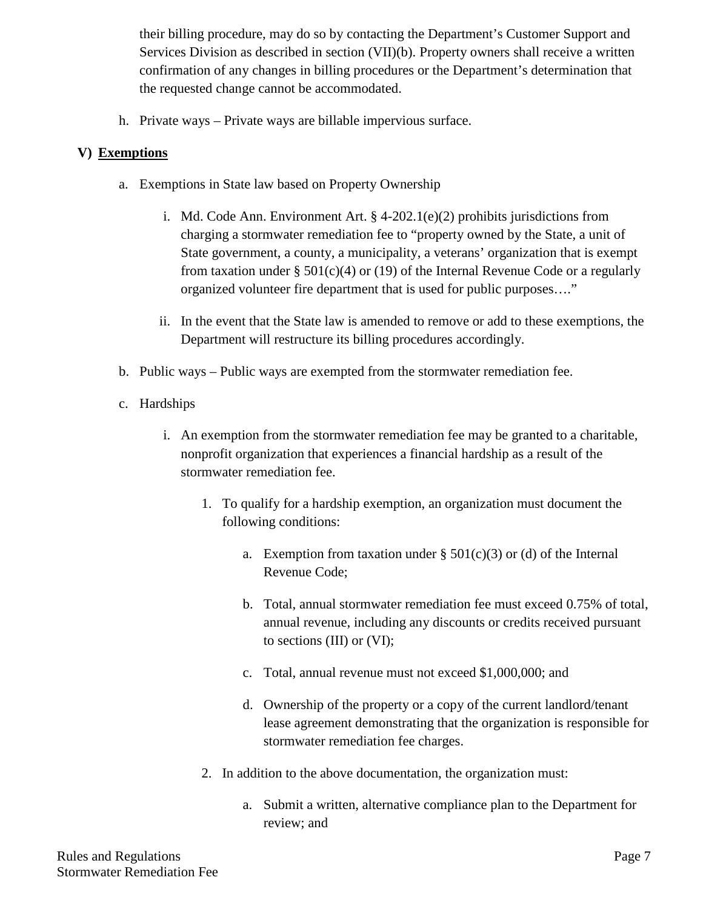their billing procedure, may do so by contacting the Department's Customer Support and Services Division as described in section (VII)(b). Property owners shall receive a written confirmation of any changes in billing procedures or the Department's determination that the requested change cannot be accommodated.

h. Private ways – Private ways are billable impervious surface.

## V) Exemptions

a. Exemptions in State law based on Property Ownership

  i. Md. Code Ann. Environment Art. § 4-202.1(e)(2) prohibits jurisdictions from charging a stormwater remediation fee to "property owned by the State, a unit of State government, a county, a municipality, a veterans' organization that is exempt from taxation under § 501(c)(4) or (19) of the Internal Revenue Code or a regularly organized volunteer fire department that is used for public purposes…."

  ii. In the event that the State law is amended to remove or add to these exemptions, the Department will restructure its billing procedures accordingly.

b. Public ways – Public ways are exempted from the stormwater remediation fee.

c. Hardships

  i. An exemption from the stormwater remediation fee may be granted to a charitable, nonprofit organization that experiences a financial hardship as a result of the stormwater remediation fee.

    1. To qualify for a hardship exemption, an organization must document the following conditions:

      a. Exemption from taxation under § 501(c)(3) or (d) of the Internal Revenue Code;

      b. Total, annual stormwater remediation fee must exceed 0.75% of total, annual revenue, including any discounts or credits received pursuant to sections (III) or (VI);

      c. Total, annual revenue must not exceed $1,000,000; and

      d. Ownership of the property or a copy of the current landlord/tenant lease agreement demonstrating that the organization is responsible for stormwater remediation fee charges.

    2. In addition to the above documentation, the organization must:

      a. Submit a written, alternative compliance plan to the Department for review; and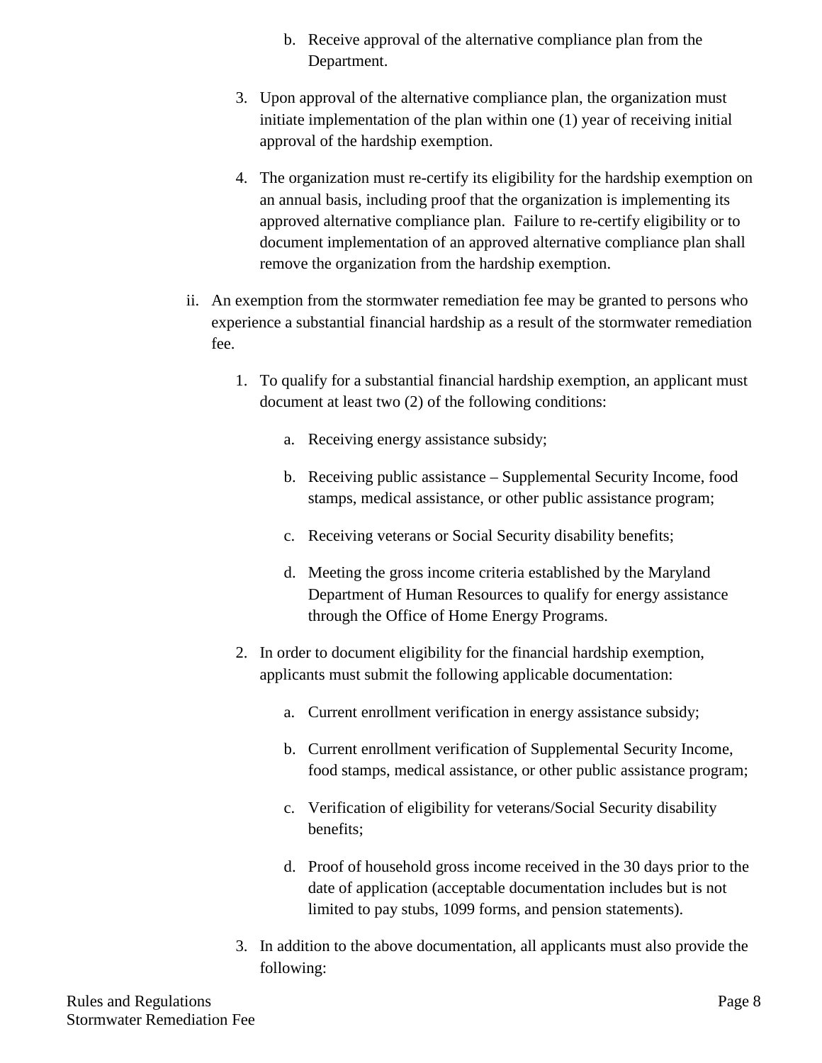b. Receive approval of the alternative compliance plan from the Department.

3. Upon approval of the alternative compliance plan, the organization must initiate implementation of the plan within one (1) year of receiving initial approval of the hardship exemption.

4. The organization must re-certify its eligibility for the hardship exemption on an annual basis, including proof that the organization is implementing its approved alternative compliance plan. Failure to re-certify eligibility or to document implementation of an approved alternative compliance plan shall remove the organization from the hardship exemption.

ii. An exemption from the stormwater remediation fee may be granted to persons who experience a substantial financial hardship as a result of the stormwater remediation fee.

1. To qualify for a substantial financial hardship exemption, an applicant must document at least two (2) of the following conditions:

   a. Receiving energy assistance subsidy;

   b. Receiving public assistance – Supplemental Security Income, food stamps, medical assistance, or other public assistance program;

   c. Receiving veterans or Social Security disability benefits;

   d. Meeting the gross income criteria established by the Maryland Department of Human Resources to qualify for energy assistance through the Office of Home Energy Programs.

2. In order to document eligibility for the financial hardship exemption, applicants must submit the following applicable documentation:

   a. Current enrollment verification in energy assistance subsidy;

   b. Current enrollment verification of Supplemental Security Income, food stamps, medical assistance, or other public assistance program;

   c. Verification of eligibility for veterans/Social Security disability benefits;

   d. Proof of household gross income received in the 30 days prior to the date of application (acceptable documentation includes but is not limited to pay stubs, 1099 forms, and pension statements).

3. In addition to the above documentation, all applicants must also provide the following: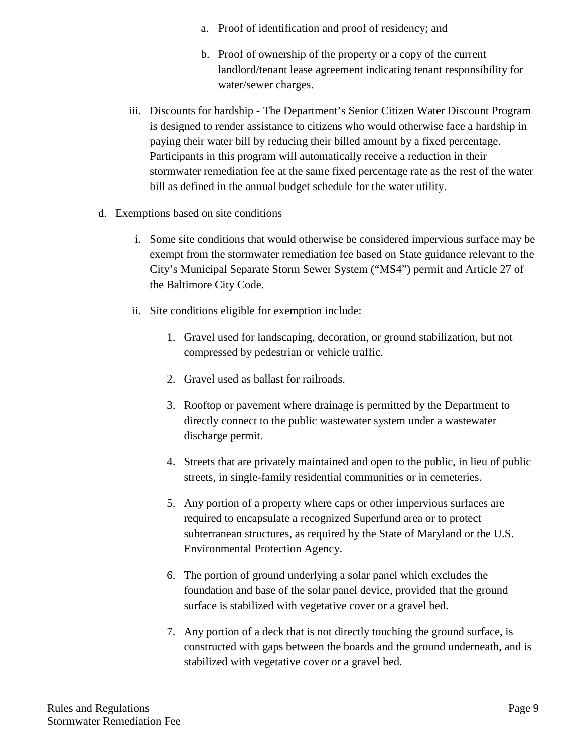a. Proof of identification and proof of residency; and

b. Proof of ownership of the property or a copy of the current landlord/tenant lease agreement indicating tenant responsibility for water/sewer charges.

iii. Discounts for hardship - The Department's Senior Citizen Water Discount Program is designed to render assistance to citizens who would otherwise face a hardship in paying their water bill by reducing their billed amount by a fixed percentage. Participants in this program will automatically receive a reduction in their stormwater remediation fee at the same fixed percentage rate as the rest of the water bill as defined in the annual budget schedule for the water utility.

d. Exemptions based on site conditions

i. Some site conditions that would otherwise be considered impervious surface may be exempt from the stormwater remediation fee based on State guidance relevant to the City's Municipal Separate Storm Sewer System ("MS4") permit and Article 27 of the Baltimore City Code.

ii. Site conditions eligible for exemption include:

1. Gravel used for landscaping, decoration, or ground stabilization, but not compressed by pedestrian or vehicle traffic.

2. Gravel used as ballast for railroads.

3. Rooftop or pavement where drainage is permitted by the Department to directly connect to the public wastewater system under a wastewater discharge permit.

4. Streets that are privately maintained and open to the public, in lieu of public streets, in single-family residential communities or in cemeteries.

5. Any portion of a property where caps or other impervious surfaces are required to encapsulate a recognized Superfund area or to protect subterranean structures, as required by the State of Maryland or the U.S. Environmental Protection Agency.

6. The portion of ground underlying a solar panel which excludes the foundation and base of the solar panel device, provided that the ground surface is stabilized with vegetative cover or a gravel bed.

7. Any portion of a deck that is not directly touching the ground surface, is constructed with gaps between the boards and the ground underneath, and is stabilized with vegetative cover or a gravel bed.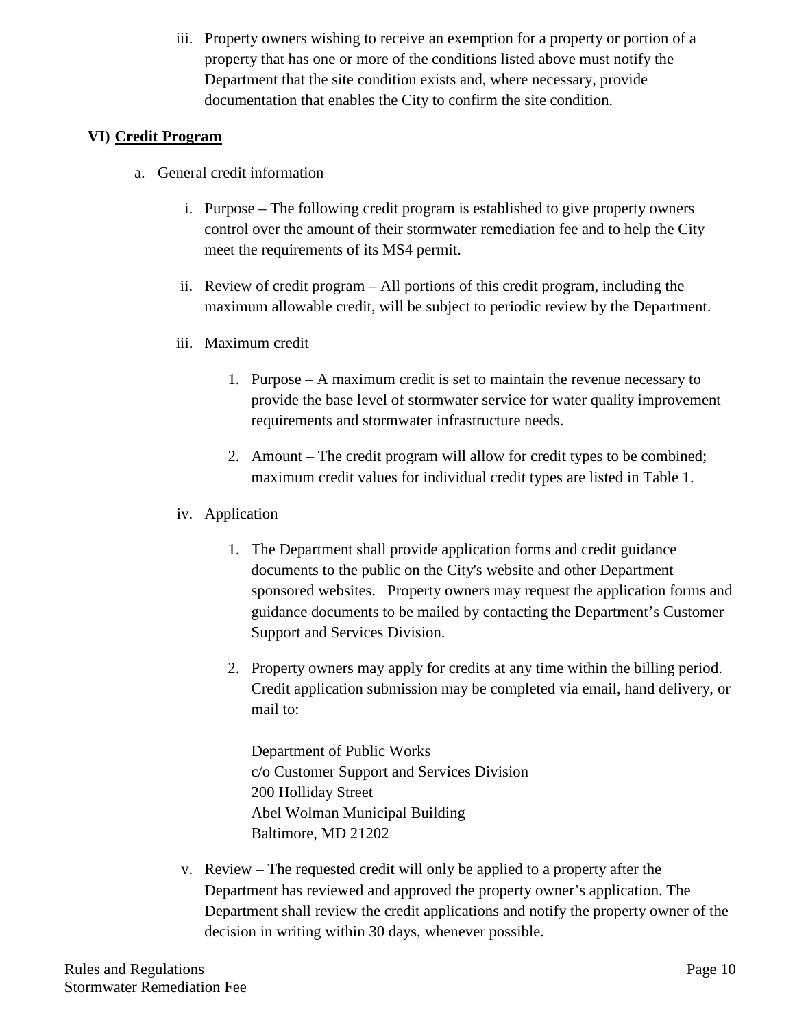iii. Property owners wishing to receive an exemption for a property or portion of a property that has one or more of the conditions listed above must notify the Department that the site condition exists and, where necessary, provide documentation that enables the City to confirm the site condition.

## VI) Credit Program

a. General credit information

i. Purpose – The following credit program is established to give property owners control over the amount of their stormwater remediation fee and to help the City meet the requirements of its MS4 permit.

ii. Review of credit program – All portions of this credit program, including the maximum allowable credit, will be subject to periodic review by the Department.

iii. Maximum credit

1. Purpose – A maximum credit is set to maintain the revenue necessary to provide the base level of stormwater service for water quality improvement requirements and stormwater infrastructure needs.

2. Amount – The credit program will allow for credit types to be combined; maximum credit values for individual credit types are listed in Table 1.

iv. Application

1. The Department shall provide application forms and credit guidance documents to the public on the City's website and other Department sponsored websites. Property owners may request the application forms and guidance documents to be mailed by contacting the Department's Customer Support and Services Division.

2. Property owners may apply for credits at any time within the billing period. Credit application submission may be completed via email, hand delivery, or mail to:

Department of Public Works
c/o Customer Support and Services Division
200 Holliday Street
Abel Wolman Municipal Building
Baltimore, MD 21202

v. Review – The requested credit will only be applied to a property after the Department has reviewed and approved the property owner's application. The Department shall review the credit applications and notify the property owner of the decision in writing within 30 days, whenever possible.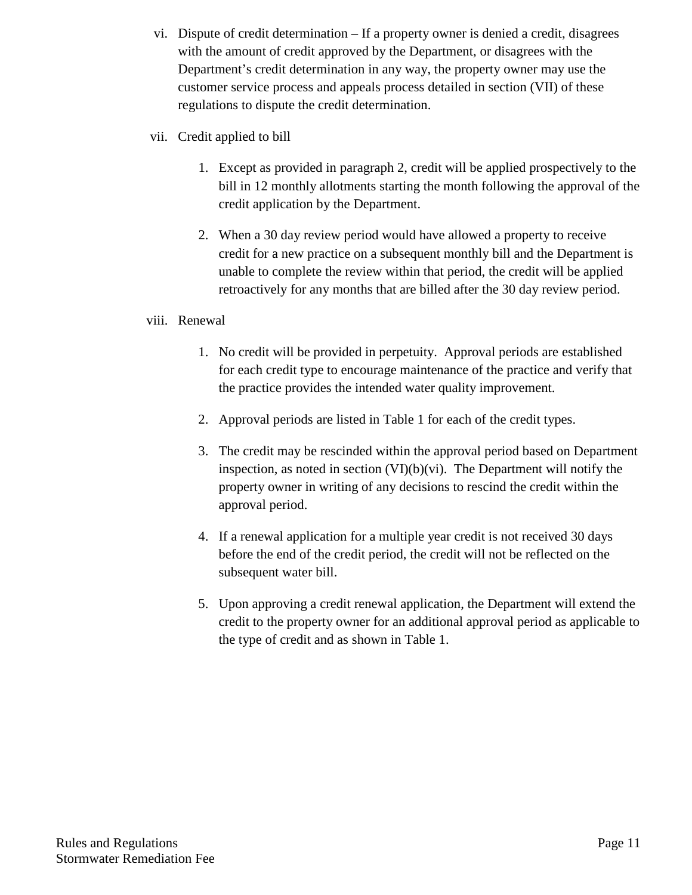vi. Dispute of credit determination – If a property owner is denied a credit, disagrees with the amount of credit approved by the Department, or disagrees with the Department's credit determination in any way, the property owner may use the customer service process and appeals process detailed in section (VII) of these regulations to dispute the credit determination.

vii. Credit applied to bill

1. Except as provided in paragraph 2, credit will be applied prospectively to the bill in 12 monthly allotments starting the month following the approval of the credit application by the Department.

2. When a 30 day review period would have allowed a property to receive credit for a new practice on a subsequent monthly bill and the Department is unable to complete the review within that period, the credit will be applied retroactively for any months that are billed after the 30 day review period.

viii. Renewal

1. No credit will be provided in perpetuity. Approval periods are established for each credit type to encourage maintenance of the practice and verify that the practice provides the intended water quality improvement.

2. Approval periods are listed in Table 1 for each of the credit types.

3. The credit may be rescinded within the approval period based on Department inspection, as noted in section (VI)(b)(vi). The Department will notify the property owner in writing of any decisions to rescind the credit within the approval period.

4. If a renewal application for a multiple year credit is not received 30 days before the end of the credit period, the credit will not be reflected on the subsequent water bill.

5. Upon approving a credit renewal application, the Department will extend the credit to the property owner for an additional approval period as applicable to the type of credit and as shown in Table 1.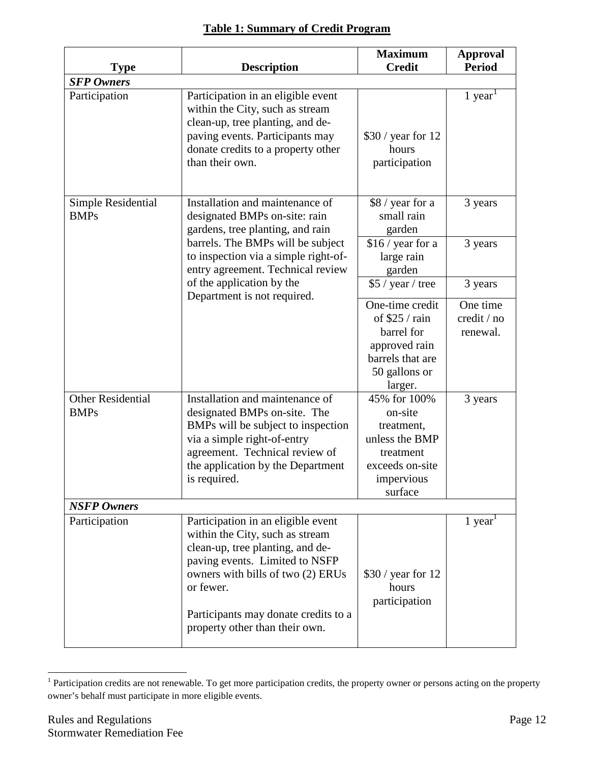**Table 1: Summary of Credit Program**

| Type | Description | Maximum Credit | Approval Period |
|---|---|---|---|
| ***SFP Owners*** | | | |
| Participation | Participation in an eligible event within the City, such as stream clean-up, tree planting, and de-paving events. Participants may donate credits to a property other than their own. | $30 / year for 12 hours participation | 1 year[1] |
| Simple Residential BMPs | Installation and maintenance of designated BMPs on-site: rain gardens, tree planting, and rain barrels. The BMPs will be subject to inspection via a simple right-of-entry agreement. Technical review of the application by the Department is not required. | $8 / year for a small rain garden | 3 years |
| | | $16 / year for a large rain garden | 3 years |
| | | $5 / year / tree | 3 years |
| | | One-time credit of $25 / rain barrel for approved rain barrels that are 50 gallons or larger. | One time credit / no renewal. |
| Other Residential BMPs | Installation and maintenance of designated BMPs on-site. The BMPs will be subject to inspection via a simple right-of-entry agreement. Technical review of the application by the Department is required. | 45% for 100% on-site treatment, unless the BMP treatment exceeds on-site impervious surface | 3 years |
| ***NSFP Owners*** | | | |
| Participation | Participation in an eligible event within the City, such as stream clean-up, tree planting, and de-paving events. Limited to NSFP owners with bills of two (2) ERUs or fewer. Participants may donate credits to a property other than their own. | $30 / year for 12 hours participation | 1 year[1] |

[1] Participation credits are not renewable. To get more participation credits, the property owner or persons acting on the property owner's behalf must participate in more eligible events.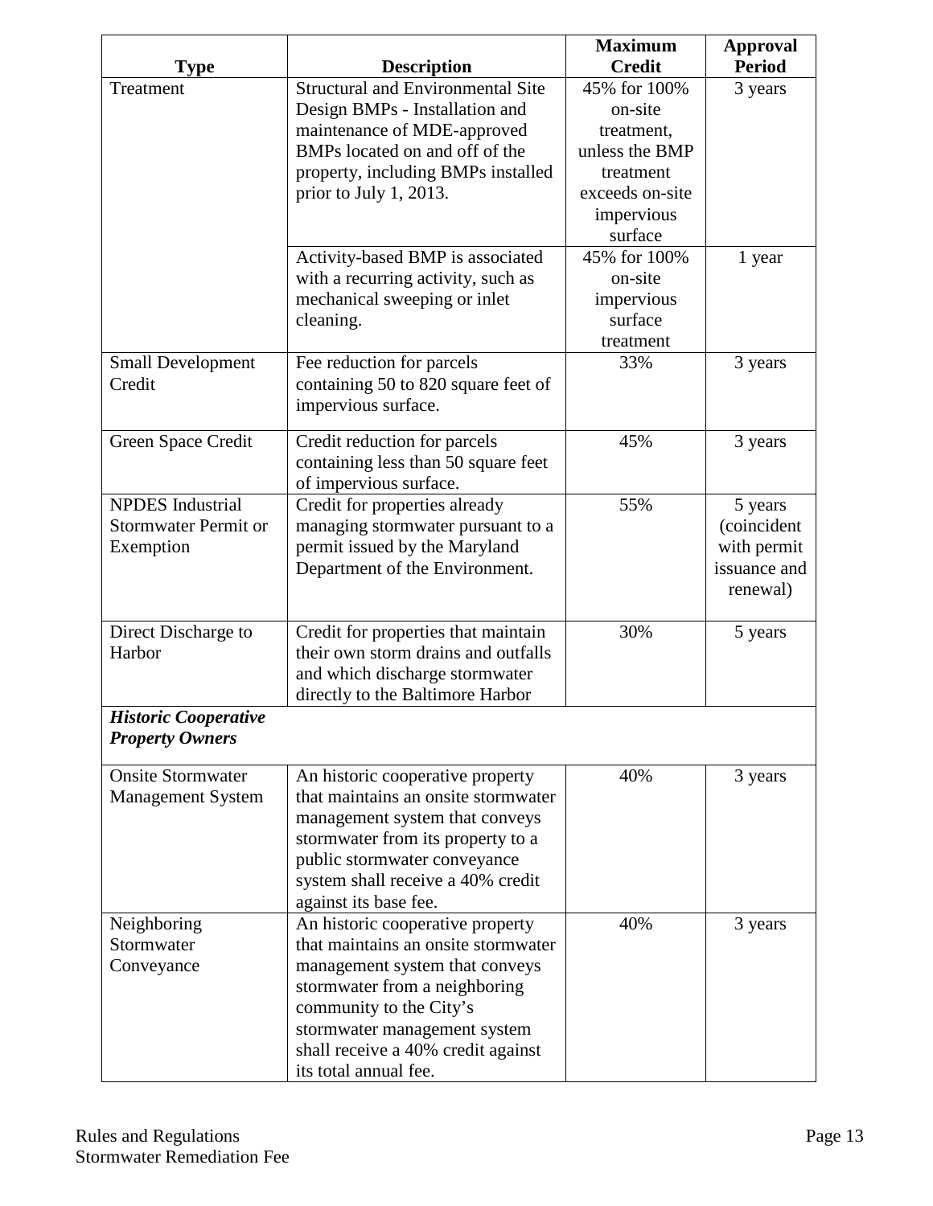| Type | Description | Maximum Credit | Approval Period |
|---|---|---|---|
| Treatment | Structural and Environmental Site Design BMPs - Installation and maintenance of MDE-approved BMPs located on and off of the property, including BMPs installed prior to July 1, 2013. | 45% for 100% on-site treatment, unless the BMP treatment exceeds on-site impervious surface | 3 years |
| | Activity-based BMP is associated with a recurring activity, such as mechanical sweeping or inlet cleaning. | 45% for 100% on-site impervious surface treatment | 1 year |
| Small Development Credit | Fee reduction for parcels containing 50 to 820 square feet of impervious surface. | 33% | 3 years |
| Green Space Credit | Credit reduction for parcels containing less than 50 square feet of impervious surface. | 45% | 3 years |
| NPDES Industrial Stormwater Permit or Exemption | Credit for properties already managing stormwater pursuant to a permit issued by the Maryland Department of the Environment. | 55% | 5 years (coincident with permit issuance and renewal) |
| Direct Discharge to Harbor | Credit for properties that maintain their own storm drains and outfalls and which discharge stormwater directly to the Baltimore Harbor | 30% | 5 years |
| ***Historic Cooperative Property Owners*** | | | |
| Onsite Stormwater Management System | An historic cooperative property that maintains an onsite stormwater management system that conveys stormwater from its property to a public stormwater conveyance system shall receive a 40% credit against its base fee. | 40% | 3 years |
| Neighboring Stormwater Conveyance | An historic cooperative property that maintains an onsite stormwater management system that conveys stormwater from a neighboring community to the City's stormwater management system shall receive a 40% credit against its total annual fee. | 40% | 3 years |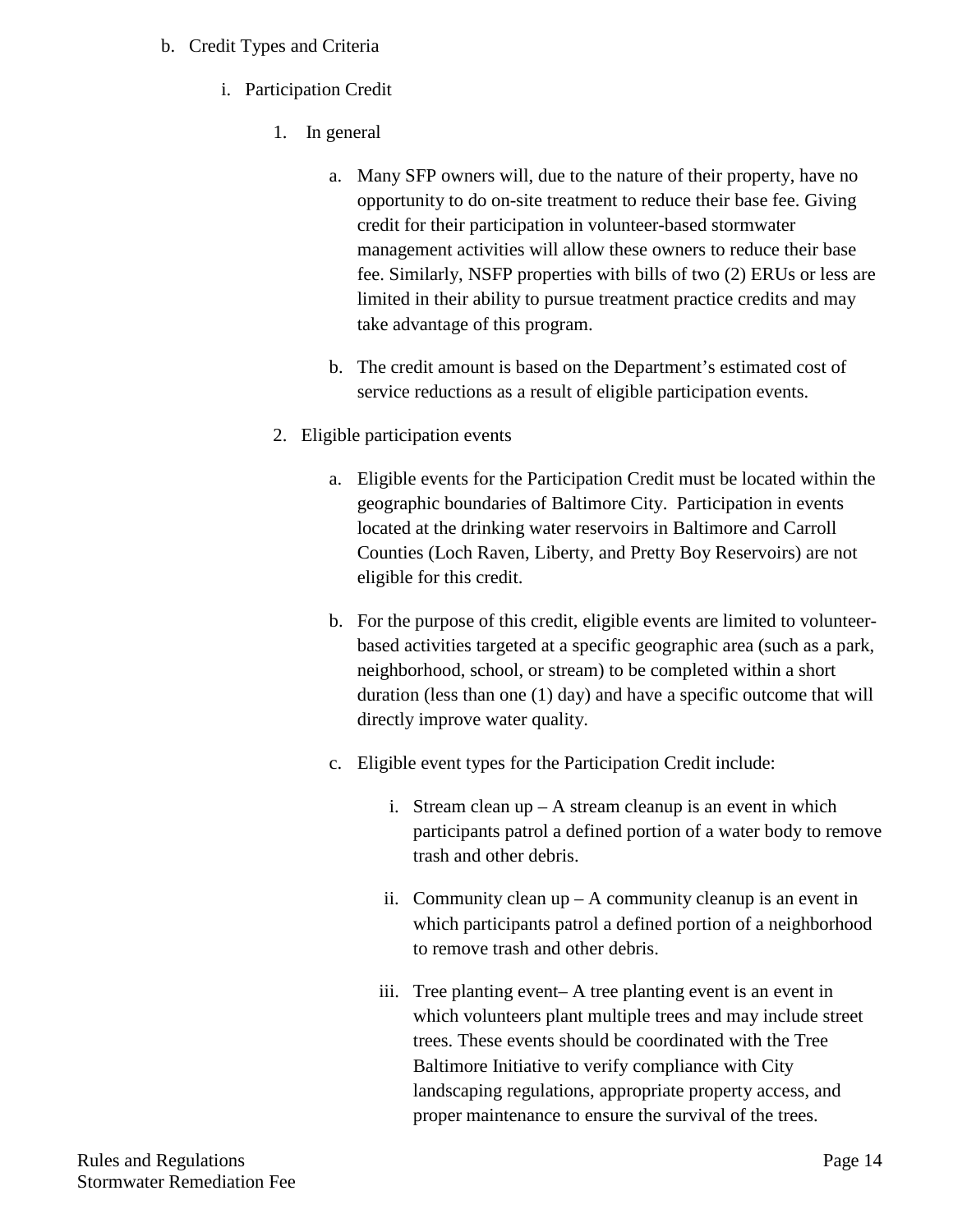b. Credit Types and Criteria

i. Participation Credit

1. In general

a. Many SFP owners will, due to the nature of their property, have no opportunity to do on-site treatment to reduce their base fee. Giving credit for their participation in volunteer-based stormwater management activities will allow these owners to reduce their base fee. Similarly, NSFP properties with bills of two (2) ERUs or less are limited in their ability to pursue treatment practice credits and may take advantage of this program.

b. The credit amount is based on the Department's estimated cost of service reductions as a result of eligible participation events.

2. Eligible participation events

a. Eligible events for the Participation Credit must be located within the geographic boundaries of Baltimore City. Participation in events located at the drinking water reservoirs in Baltimore and Carroll Counties (Loch Raven, Liberty, and Pretty Boy Reservoirs) are not eligible for this credit.

b. For the purpose of this credit, eligible events are limited to volunteer-based activities targeted at a specific geographic area (such as a park, neighborhood, school, or stream) to be completed within a short duration (less than one (1) day) and have a specific outcome that will directly improve water quality.

c. Eligible event types for the Participation Credit include:

i. Stream clean up – A stream cleanup is an event in which participants patrol a defined portion of a water body to remove trash and other debris.

ii. Community clean up – A community cleanup is an event in which participants patrol a defined portion of a neighborhood to remove trash and other debris.

iii. Tree planting event– A tree planting event is an event in which volunteers plant multiple trees and may include street trees. These events should be coordinated with the Tree Baltimore Initiative to verify compliance with City landscaping regulations, appropriate property access, and proper maintenance to ensure the survival of the trees.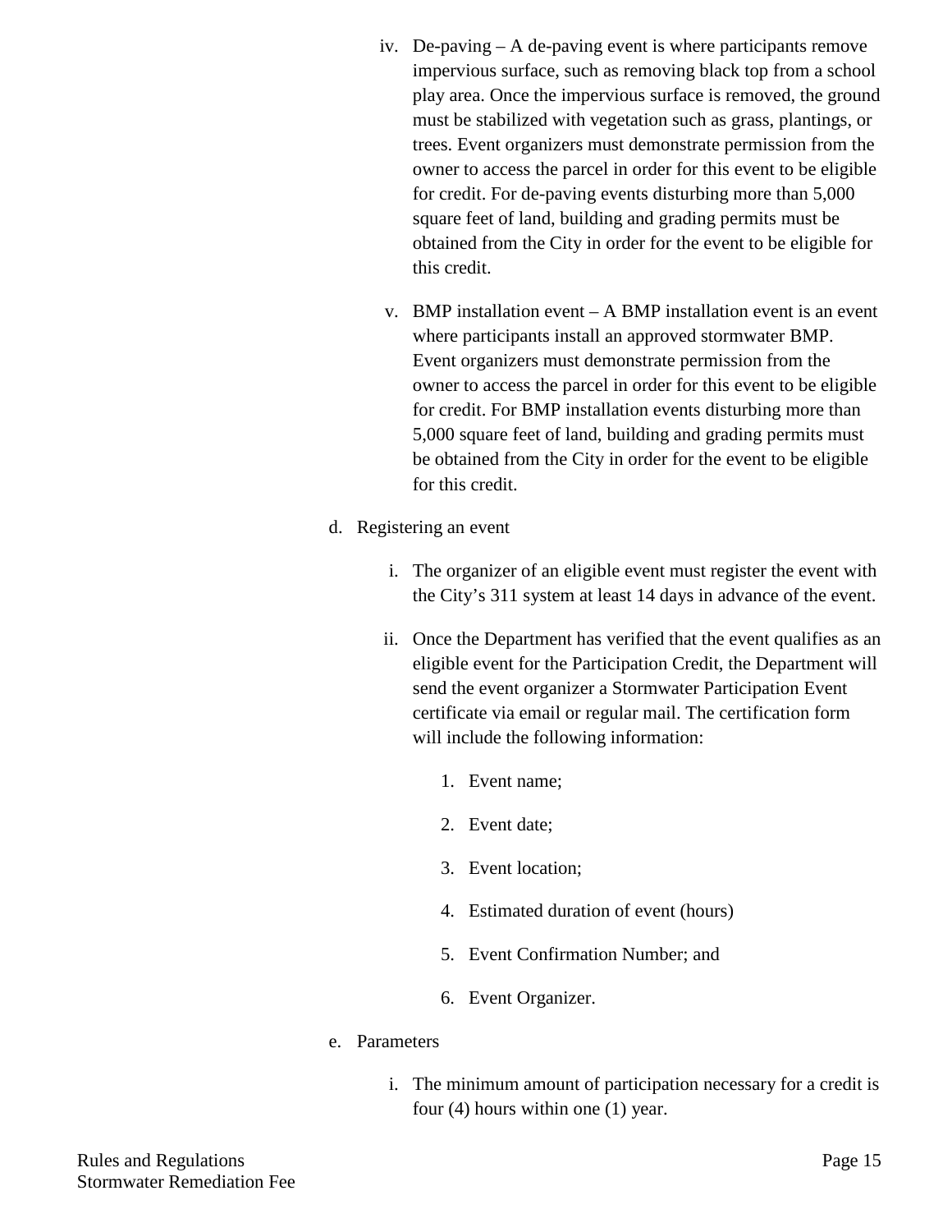iv. De-paving – A de-paving event is where participants remove impervious surface, such as removing black top from a school play area. Once the impervious surface is removed, the ground must be stabilized with vegetation such as grass, plantings, or trees. Event organizers must demonstrate permission from the owner to access the parcel in order for this event to be eligible for credit. For de-paving events disturbing more than 5,000 square feet of land, building and grading permits must be obtained from the City in order for the event to be eligible for this credit.

v. BMP installation event – A BMP installation event is an event where participants install an approved stormwater BMP. Event organizers must demonstrate permission from the owner to access the parcel in order for this event to be eligible for credit. For BMP installation events disturbing more than 5,000 square feet of land, building and grading permits must be obtained from the City in order for the event to be eligible for this credit.

d. Registering an event

i. The organizer of an eligible event must register the event with the City's 311 system at least 14 days in advance of the event.

ii. Once the Department has verified that the event qualifies as an eligible event for the Participation Credit, the Department will send the event organizer a Stormwater Participation Event certificate via email or regular mail. The certification form will include the following information:

1. Event name;
2. Event date;
3. Event location;
4. Estimated duration of event (hours)
5. Event Confirmation Number; and
6. Event Organizer.

e. Parameters

i. The minimum amount of participation necessary for a credit is four (4) hours within one (1) year.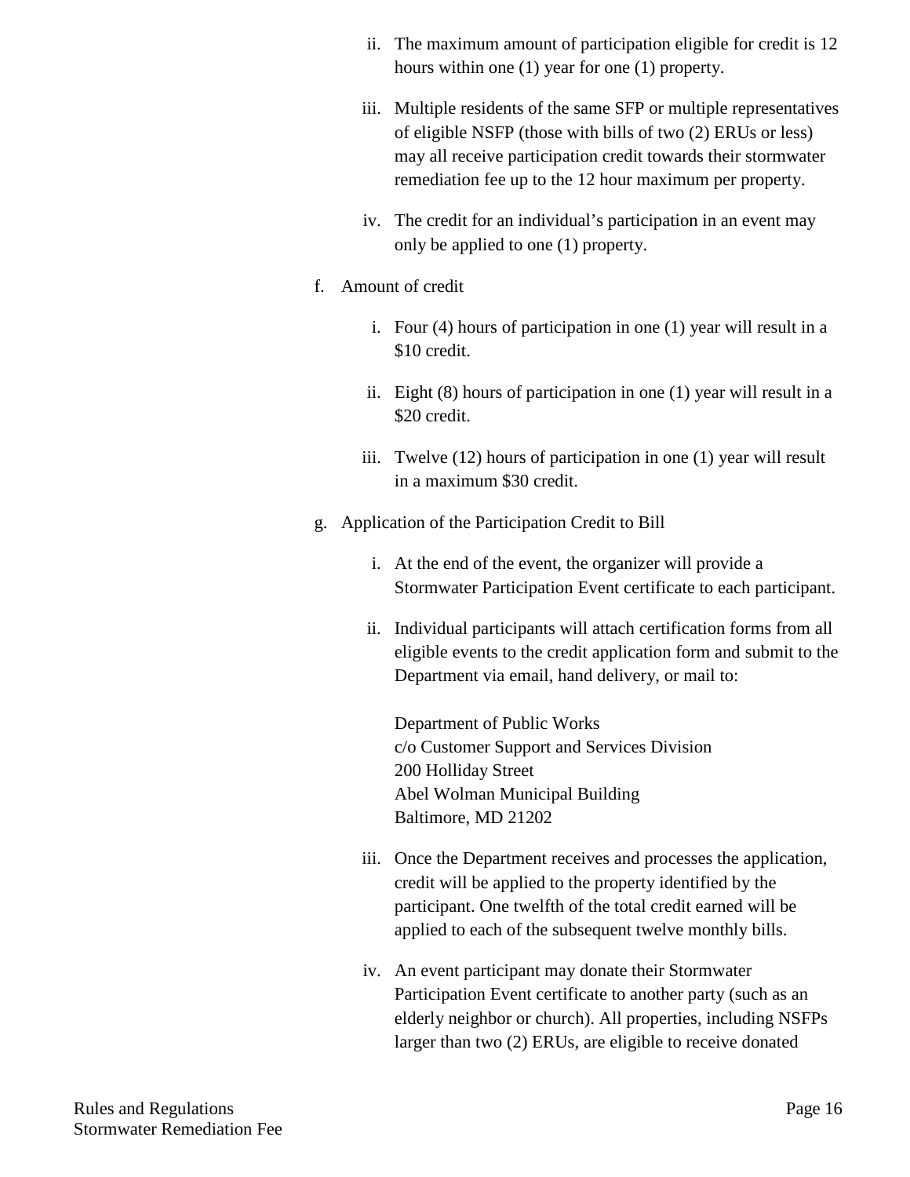ii. The maximum amount of participation eligible for credit is 12 hours within one (1) year for one (1) property.

iii. Multiple residents of the same SFP or multiple representatives of eligible NSFP (those with bills of two (2) ERUs or less) may all receive participation credit towards their stormwater remediation fee up to the 12 hour maximum per property.

iv. The credit for an individual's participation in an event may only be applied to one (1) property.

f. Amount of credit

i. Four (4) hours of participation in one (1) year will result in a $10 credit.

ii. Eight (8) hours of participation in one (1) year will result in a $20 credit.

iii. Twelve (12) hours of participation in one (1) year will result in a maximum $30 credit.

g. Application of the Participation Credit to Bill

i. At the end of the event, the organizer will provide a Stormwater Participation Event certificate to each participant.

ii. Individual participants will attach certification forms from all eligible events to the credit application form and submit to the Department via email, hand delivery, or mail to:

Department of Public Works
c/o Customer Support and Services Division
200 Holliday Street
Abel Wolman Municipal Building
Baltimore, MD 21202

iii. Once the Department receives and processes the application, credit will be applied to the property identified by the participant. One twelfth of the total credit earned will be applied to each of the subsequent twelve monthly bills.

iv. An event participant may donate their Stormwater Participation Event certificate to another party (such as an elderly neighbor or church). All properties, including NSFPs larger than two (2) ERUs, are eligible to receive donated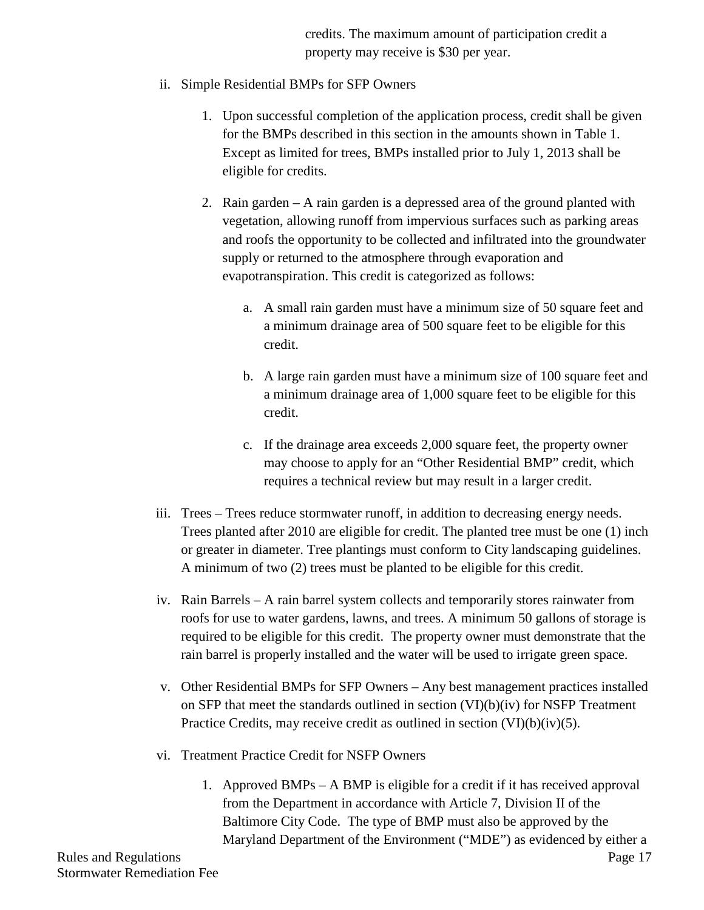credits. The maximum amount of participation credit a property may receive is $30 per year.

ii. Simple Residential BMPs for SFP Owners

1. Upon successful completion of the application process, credit shall be given for the BMPs described in this section in the amounts shown in Table 1. Except as limited for trees, BMPs installed prior to July 1, 2013 shall be eligible for credits.

2. Rain garden – A rain garden is a depressed area of the ground planted with vegetation, allowing runoff from impervious surfaces such as parking areas and roofs the opportunity to be collected and infiltrated into the groundwater supply or returned to the atmosphere through evaporation and evapotranspiration. This credit is categorized as follows:

   a. A small rain garden must have a minimum size of 50 square feet and a minimum drainage area of 500 square feet to be eligible for this credit.

   b. A large rain garden must have a minimum size of 100 square feet and a minimum drainage area of 1,000 square feet to be eligible for this credit.

   c. If the drainage area exceeds 2,000 square feet, the property owner may choose to apply for an "Other Residential BMP" credit, which requires a technical review but may result in a larger credit.

iii. Trees – Trees reduce stormwater runoff, in addition to decreasing energy needs. Trees planted after 2010 are eligible for credit. The planted tree must be one (1) inch or greater in diameter. Tree plantings must conform to City landscaping guidelines. A minimum of two (2) trees must be planted to be eligible for this credit.

iv. Rain Barrels – A rain barrel system collects and temporarily stores rainwater from roofs for use to water gardens, lawns, and trees. A minimum 50 gallons of storage is required to be eligible for this credit. The property owner must demonstrate that the rain barrel is properly installed and the water will be used to irrigate green space.

v. Other Residential BMPs for SFP Owners – Any best management practices installed on SFP that meet the standards outlined in section (VI)(b)(iv) for NSFP Treatment Practice Credits, may receive credit as outlined in section (VI)(b)(iv)(5).

vi. Treatment Practice Credit for NSFP Owners

1. Approved BMPs – A BMP is eligible for a credit if it has received approval from the Department in accordance with Article 7, Division II of the Baltimore City Code. The type of BMP must also be approved by the Maryland Department of the Environment ("MDE") as evidenced by either a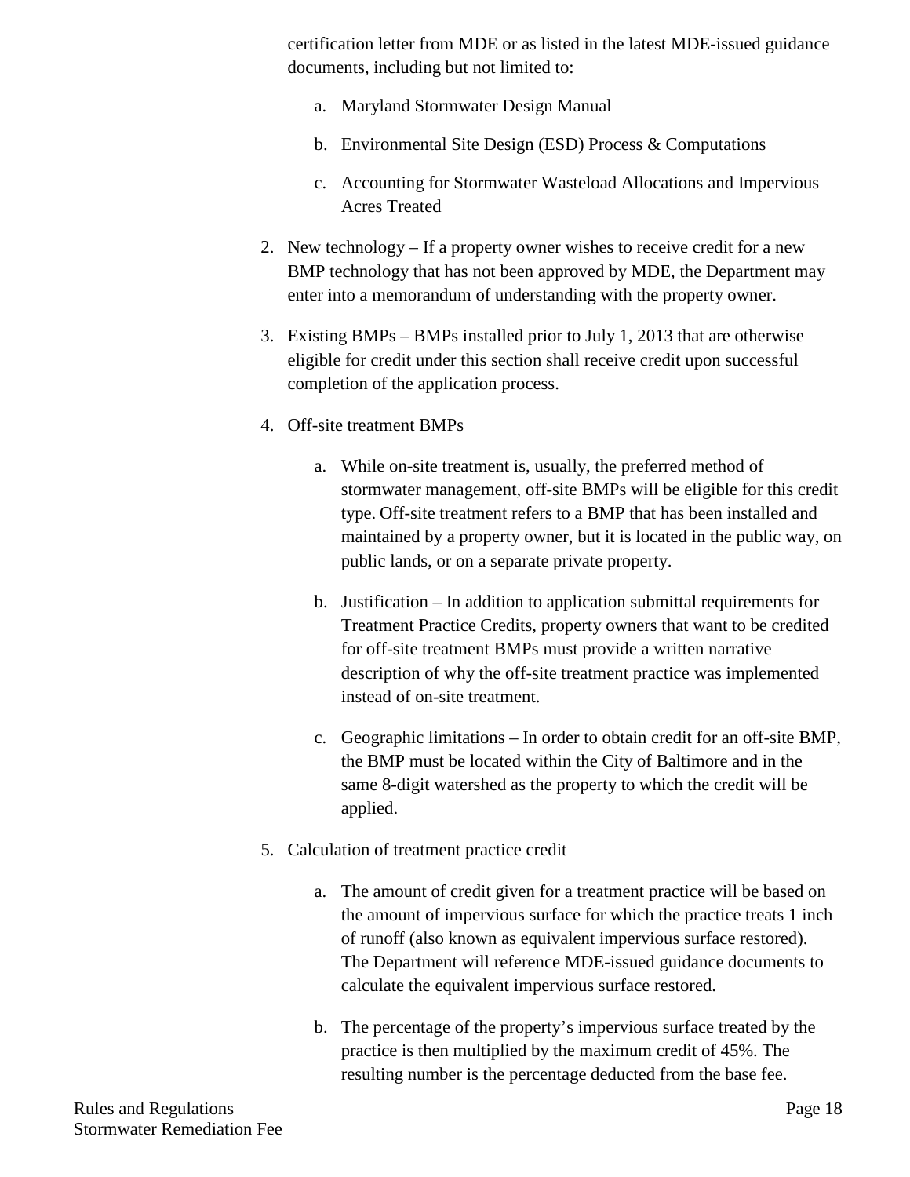certification letter from MDE or as listed in the latest MDE-issued guidance documents, including but not limited to:

   a. Maryland Stormwater Design Manual

   b. Environmental Site Design (ESD) Process & Computations

   c. Accounting for Stormwater Wasteload Allocations and Impervious Acres Treated

2. New technology – If a property owner wishes to receive credit for a new BMP technology that has not been approved by MDE, the Department may enter into a memorandum of understanding with the property owner.

3. Existing BMPs – BMPs installed prior to July 1, 2013 that are otherwise eligible for credit under this section shall receive credit upon successful completion of the application process.

4. Off-site treatment BMPs

   a. While on-site treatment is, usually, the preferred method of stormwater management, off-site BMPs will be eligible for this credit type. Off-site treatment refers to a BMP that has been installed and maintained by a property owner, but it is located in the public way, on public lands, or on a separate private property.

   b. Justification – In addition to application submittal requirements for Treatment Practice Credits, property owners that want to be credited for off-site treatment BMPs must provide a written narrative description of why the off-site treatment practice was implemented instead of on-site treatment.

   c. Geographic limitations – In order to obtain credit for an off-site BMP, the BMP must be located within the City of Baltimore and in the same 8-digit watershed as the property to which the credit will be applied.

5. Calculation of treatment practice credit

   a. The amount of credit given for a treatment practice will be based on the amount of impervious surface for which the practice treats 1 inch of runoff (also known as equivalent impervious surface restored). The Department will reference MDE-issued guidance documents to calculate the equivalent impervious surface restored.

   b. The percentage of the property's impervious surface treated by the practice is then multiplied by the maximum credit of 45%. The resulting number is the percentage deducted from the base fee.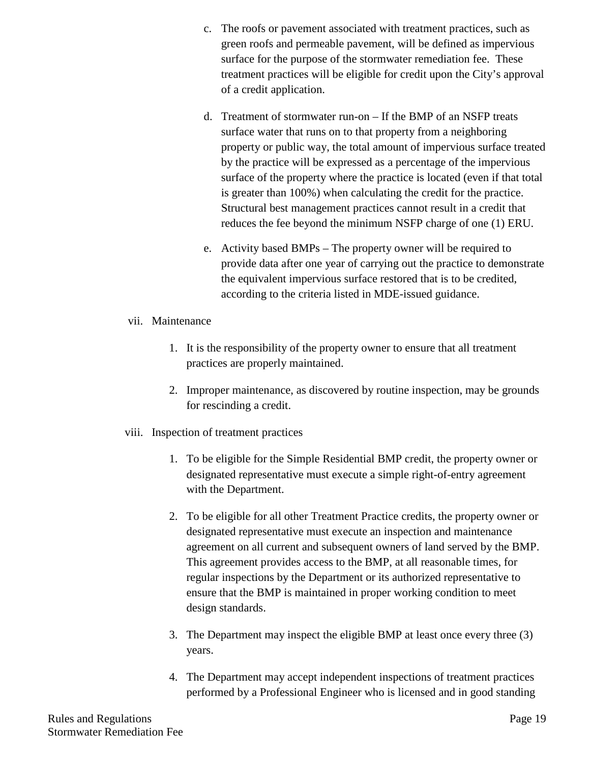c. The roofs or pavement associated with treatment practices, such as green roofs and permeable pavement, will be defined as impervious surface for the purpose of the stormwater remediation fee. These treatment practices will be eligible for credit upon the City's approval of a credit application.

d. Treatment of stormwater run-on – If the BMP of an NSFP treats surface water that runs on to that property from a neighboring property or public way, the total amount of impervious surface treated by the practice will be expressed as a percentage of the impervious surface of the property where the practice is located (even if that total is greater than 100%) when calculating the credit for the practice. Structural best management practices cannot result in a credit that reduces the fee beyond the minimum NSFP charge of one (1) ERU.

e. Activity based BMPs – The property owner will be required to provide data after one year of carrying out the practice to demonstrate the equivalent impervious surface restored that is to be credited, according to the criteria listed in MDE-issued guidance.

vii. Maintenance

1. It is the responsibility of the property owner to ensure that all treatment practices are properly maintained.

2. Improper maintenance, as discovered by routine inspection, may be grounds for rescinding a credit.

viii. Inspection of treatment practices

1. To be eligible for the Simple Residential BMP credit, the property owner or designated representative must execute a simple right-of-entry agreement with the Department.

2. To be eligible for all other Treatment Practice credits, the property owner or designated representative must execute an inspection and maintenance agreement on all current and subsequent owners of land served by the BMP. This agreement provides access to the BMP, at all reasonable times, for regular inspections by the Department or its authorized representative to ensure that the BMP is maintained in proper working condition to meet design standards.

3. The Department may inspect the eligible BMP at least once every three (3) years.

4. The Department may accept independent inspections of treatment practices performed by a Professional Engineer who is licensed and in good standing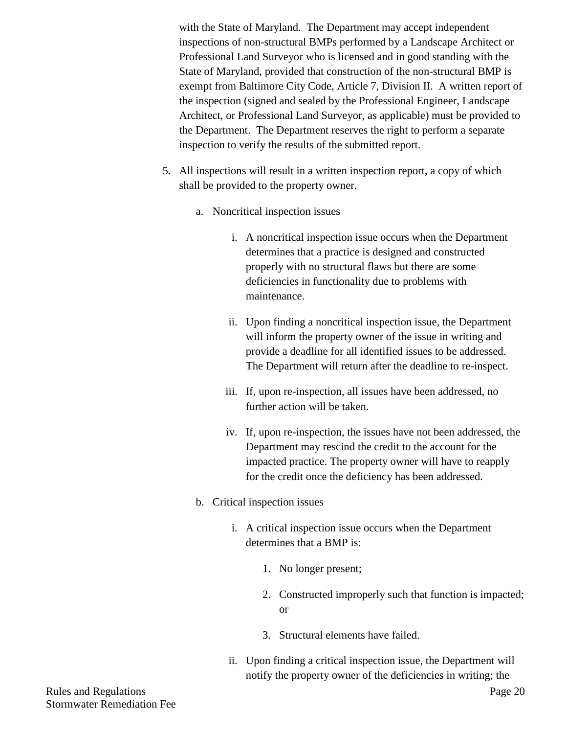with the State of Maryland. The Department may accept independent inspections of non-structural BMPs performed by a Landscape Architect or Professional Land Surveyor who is licensed and in good standing with the State of Maryland, provided that construction of the non-structural BMP is exempt from Baltimore City Code, Article 7, Division II. A written report of the inspection (signed and sealed by the Professional Engineer, Landscape Architect, or Professional Land Surveyor, as applicable) must be provided to the Department. The Department reserves the right to perform a separate inspection to verify the results of the submitted report.

5. All inspections will result in a written inspection report, a copy of which shall be provided to the property owner.

   a. Noncritical inspection issues

      i. A noncritical inspection issue occurs when the Department determines that a practice is designed and constructed properly with no structural flaws but there are some deficiencies in functionality due to problems with maintenance.

      ii. Upon finding a noncritical inspection issue, the Department will inform the property owner of the issue in writing and provide a deadline for all identified issues to be addressed. The Department will return after the deadline to re-inspect.

      iii. If, upon re-inspection, all issues have been addressed, no further action will be taken.

      iv. If, upon re-inspection, the issues have not been addressed, the Department may rescind the credit to the account for the impacted practice. The property owner will have to reapply for the credit once the deficiency has been addressed.

   b. Critical inspection issues

      i. A critical inspection issue occurs when the Department determines that a BMP is:

         1. No longer present;

         2. Constructed improperly such that function is impacted; or

         3. Structural elements have failed.

      ii. Upon finding a critical inspection issue, the Department will notify the property owner of the deficiencies in writing; the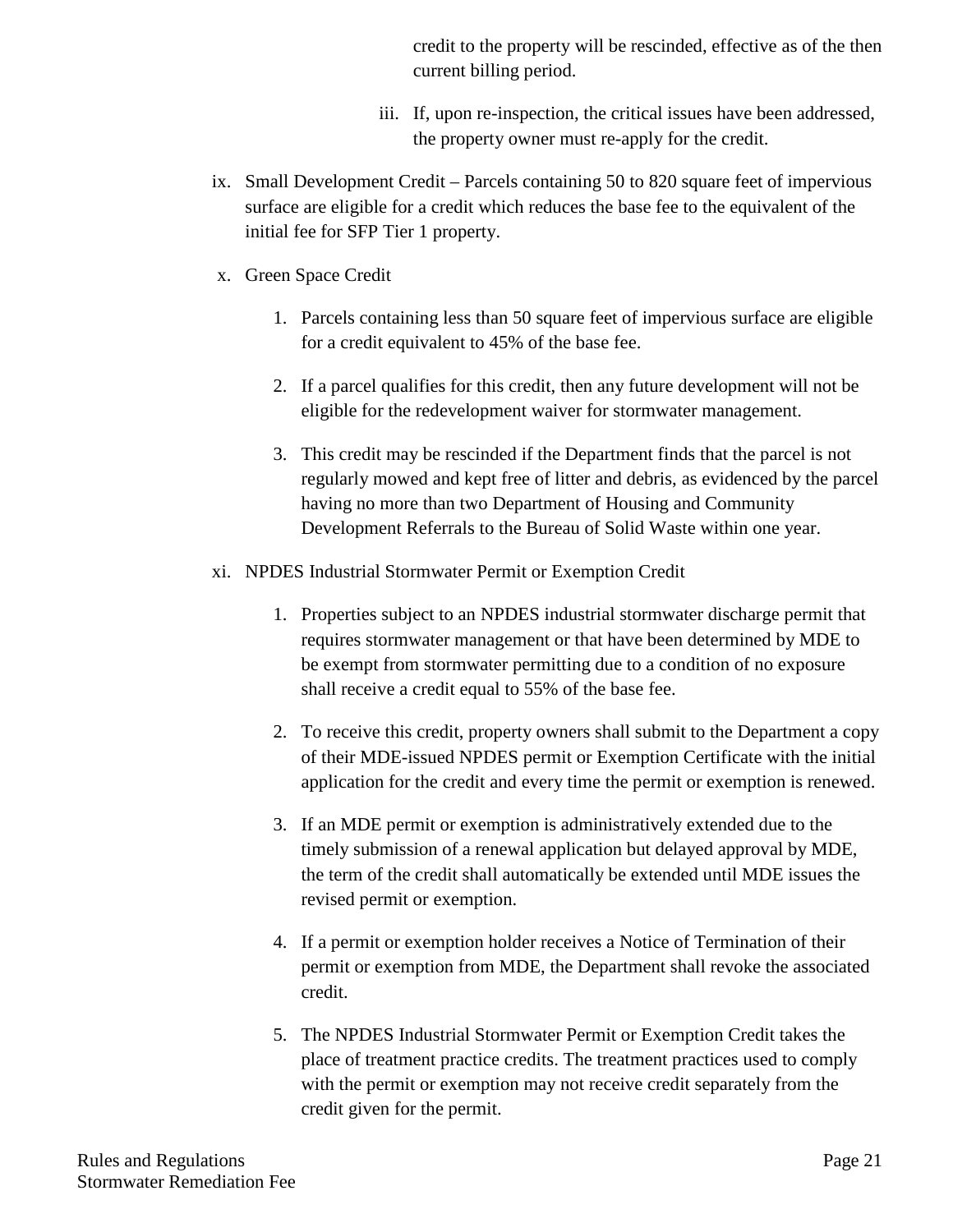credit to the property will be rescinded, effective as of the then current billing period.

iii. If, upon re-inspection, the critical issues have been addressed, the property owner must re-apply for the credit.

ix. Small Development Credit – Parcels containing 50 to 820 square feet of impervious surface are eligible for a credit which reduces the base fee to the equivalent of the initial fee for SFP Tier 1 property.

x. Green Space Credit

1. Parcels containing less than 50 square feet of impervious surface are eligible for a credit equivalent to 45% of the base fee.

2. If a parcel qualifies for this credit, then any future development will not be eligible for the redevelopment waiver for stormwater management.

3. This credit may be rescinded if the Department finds that the parcel is not regularly mowed and kept free of litter and debris, as evidenced by the parcel having no more than two Department of Housing and Community Development Referrals to the Bureau of Solid Waste within one year.

xi. NPDES Industrial Stormwater Permit or Exemption Credit

1. Properties subject to an NPDES industrial stormwater discharge permit that requires stormwater management or that have been determined by MDE to be exempt from stormwater permitting due to a condition of no exposure shall receive a credit equal to 55% of the base fee.

2. To receive this credit, property owners shall submit to the Department a copy of their MDE-issued NPDES permit or Exemption Certificate with the initial application for the credit and every time the permit or exemption is renewed.

3. If an MDE permit or exemption is administratively extended due to the timely submission of a renewal application but delayed approval by MDE, the term of the credit shall automatically be extended until MDE issues the revised permit or exemption.

4. If a permit or exemption holder receives a Notice of Termination of their permit or exemption from MDE, the Department shall revoke the associated credit.

5. The NPDES Industrial Stormwater Permit or Exemption Credit takes the place of treatment practice credits. The treatment practices used to comply with the permit or exemption may not receive credit separately from the credit given for the permit.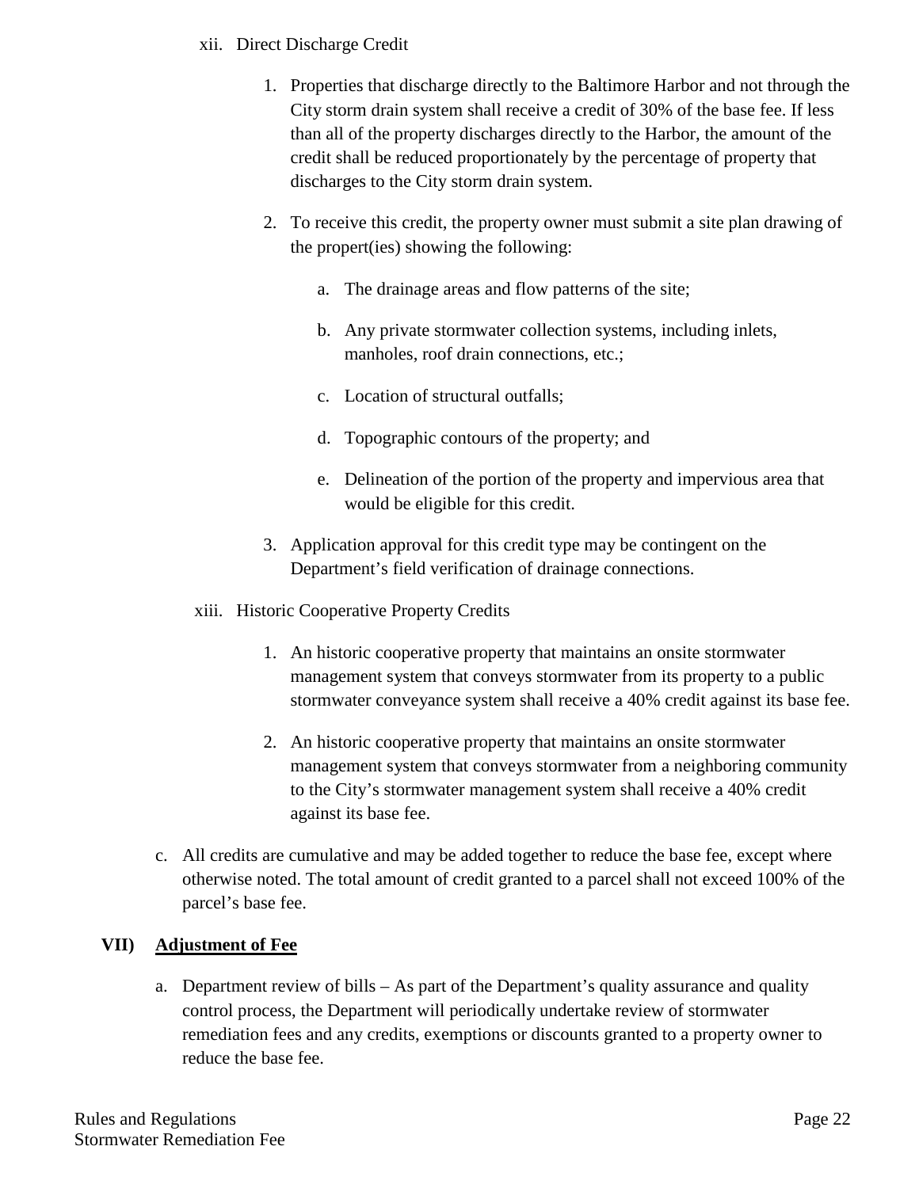xii. Direct Discharge Credit

1. Properties that discharge directly to the Baltimore Harbor and not through the City storm drain system shall receive a credit of 30% of the base fee. If less than all of the property discharges directly to the Harbor, the amount of the credit shall be reduced proportionately by the percentage of property that discharges to the City storm drain system.

2. To receive this credit, the property owner must submit a site plan drawing of the propert(ies) showing the following:

   a. The drainage areas and flow patterns of the site;

   b. Any private stormwater collection systems, including inlets, manholes, roof drain connections, etc.;

   c. Location of structural outfalls;

   d. Topographic contours of the property; and

   e. Delineation of the portion of the property and impervious area that would be eligible for this credit.

3. Application approval for this credit type may be contingent on the Department's field verification of drainage connections.

xiii. Historic Cooperative Property Credits

1. An historic cooperative property that maintains an onsite stormwater management system that conveys stormwater from its property to a public stormwater conveyance system shall receive a 40% credit against its base fee.

2. An historic cooperative property that maintains an onsite stormwater management system that conveys stormwater from a neighboring community to the City's stormwater management system shall receive a 40% credit against its base fee.

c. All credits are cumulative and may be added together to reduce the base fee, except where otherwise noted. The total amount of credit granted to a parcel shall not exceed 100% of the parcel's base fee.

## VII) <u>Adjustment of Fee</u>

a. Department review of bills – As part of the Department's quality assurance and quality control process, the Department will periodically undertake review of stormwater remediation fees and any credits, exemptions or discounts granted to a property owner to reduce the base fee.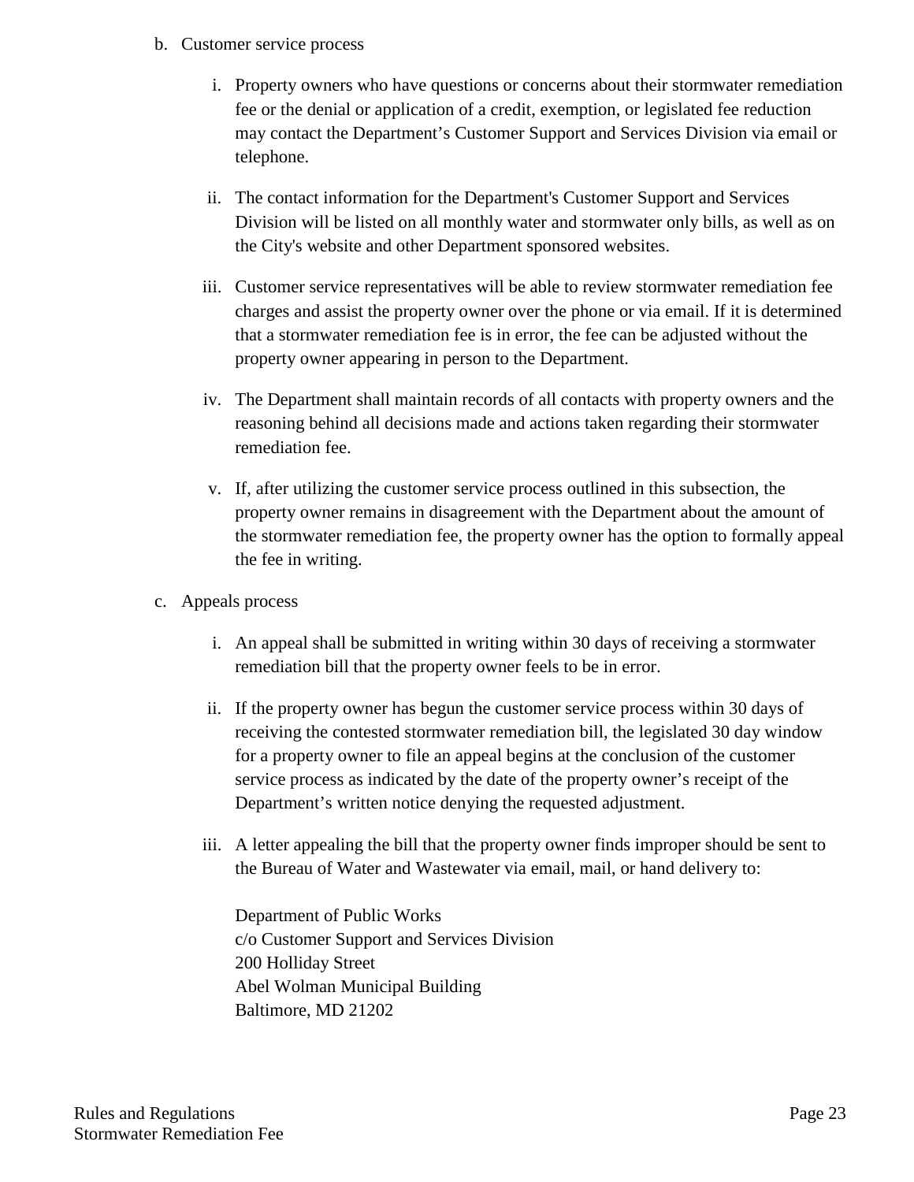b. Customer service process

   i. Property owners who have questions or concerns about their stormwater remediation fee or the denial or application of a credit, exemption, or legislated fee reduction may contact the Department's Customer Support and Services Division via email or telephone.

   ii. The contact information for the Department's Customer Support and Services Division will be listed on all monthly water and stormwater only bills, as well as on the City's website and other Department sponsored websites.

   iii. Customer service representatives will be able to review stormwater remediation fee charges and assist the property owner over the phone or via email. If it is determined that a stormwater remediation fee is in error, the fee can be adjusted without the property owner appearing in person to the Department.

   iv. The Department shall maintain records of all contacts with property owners and the reasoning behind all decisions made and actions taken regarding their stormwater remediation fee.

   v. If, after utilizing the customer service process outlined in this subsection, the property owner remains in disagreement with the Department about the amount of the stormwater remediation fee, the property owner has the option to formally appeal the fee in writing.

c. Appeals process

   i. An appeal shall be submitted in writing within 30 days of receiving a stormwater remediation bill that the property owner feels to be in error.

   ii. If the property owner has begun the customer service process within 30 days of receiving the contested stormwater remediation bill, the legislated 30 day window for a property owner to file an appeal begins at the conclusion of the customer service process as indicated by the date of the property owner's receipt of the Department's written notice denying the requested adjustment.

   iii. A letter appealing the bill that the property owner finds improper should be sent to the Bureau of Water and Wastewater via email, mail, or hand delivery to:

   Department of Public Works
   c/o Customer Support and Services Division
   200 Holliday Street
   Abel Wolman Municipal Building
   Baltimore, MD 21202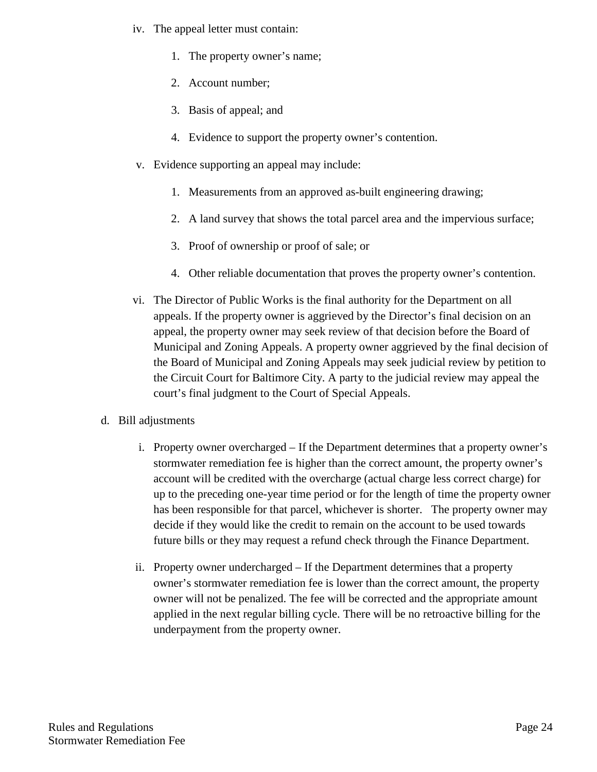iv. The appeal letter must contain:

   1. The property owner's name;

   2. Account number;

   3. Basis of appeal; and

   4. Evidence to support the property owner's contention.

v. Evidence supporting an appeal may include:

   1. Measurements from an approved as-built engineering drawing;

   2. A land survey that shows the total parcel area and the impervious surface;

   3. Proof of ownership or proof of sale; or

   4. Other reliable documentation that proves the property owner's contention.

vi. The Director of Public Works is the final authority for the Department on all appeals. If the property owner is aggrieved by the Director's final decision on an appeal, the property owner may seek review of that decision before the Board of Municipal and Zoning Appeals. A property owner aggrieved by the final decision of the Board of Municipal and Zoning Appeals may seek judicial review by petition to the Circuit Court for Baltimore City. A party to the judicial review may appeal the court's final judgment to the Court of Special Appeals.

d. Bill adjustments

   i. Property owner overcharged – If the Department determines that a property owner's stormwater remediation fee is higher than the correct amount, the property owner's account will be credited with the overcharge (actual charge less correct charge) for up to the preceding one-year time period or for the length of time the property owner has been responsible for that parcel, whichever is shorter. The property owner may decide if they would like the credit to remain on the account to be used towards future bills or they may request a refund check through the Finance Department.

   ii. Property owner undercharged – If the Department determines that a property owner's stormwater remediation fee is lower than the correct amount, the property owner will not be penalized. The fee will be corrected and the appropriate amount applied in the next regular billing cycle. There will be no retroactive billing for the underpayment from the property owner.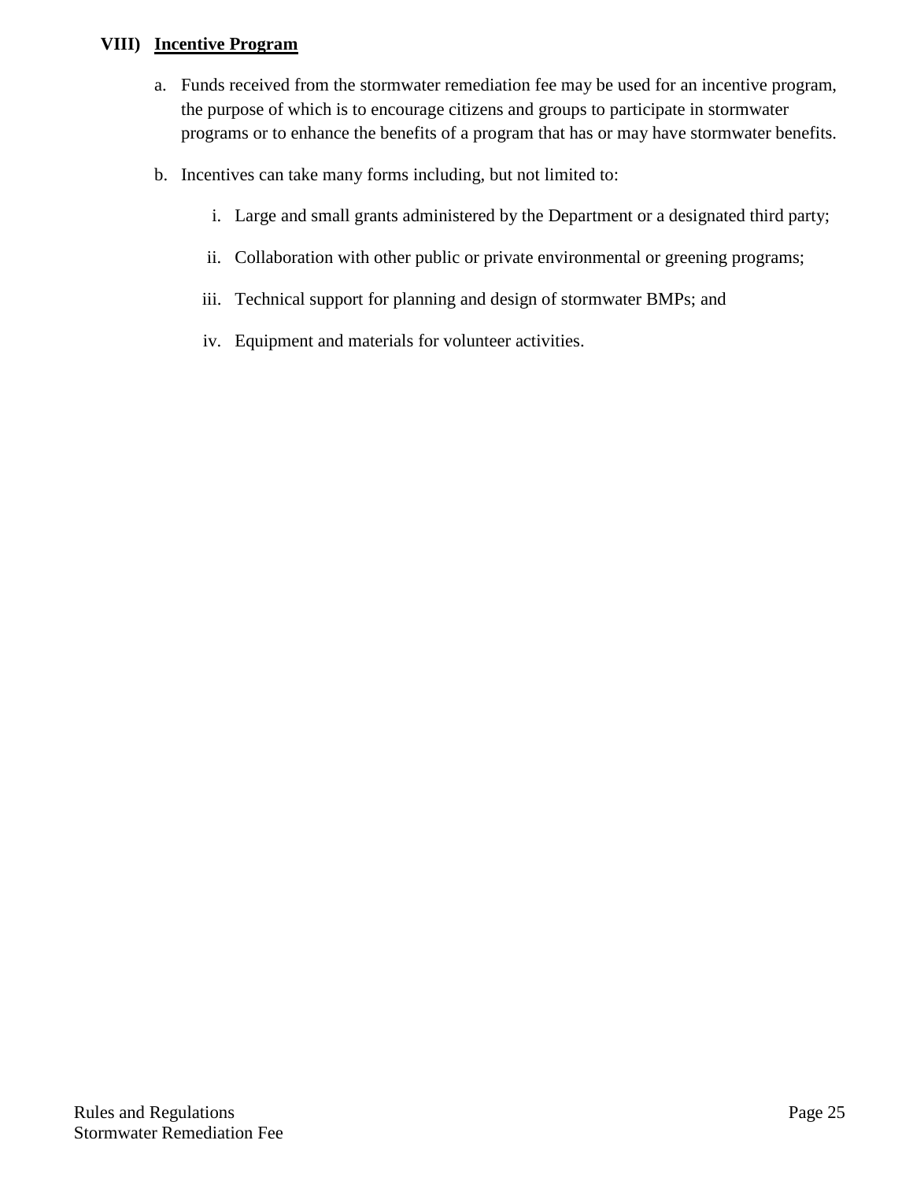## VIII) Incentive Program

a. Funds received from the stormwater remediation fee may be used for an incentive program, the purpose of which is to encourage citizens and groups to participate in stormwater programs or to enhance the benefits of a program that has or may have stormwater benefits.

b. Incentives can take many forms including, but not limited to:

   i. Large and small grants administered by the Department or a designated third party;

   ii. Collaboration with other public or private environmental or greening programs;

   iii. Technical support for planning and design of stormwater BMPs; and

   iv. Equipment and materials for volunteer activities.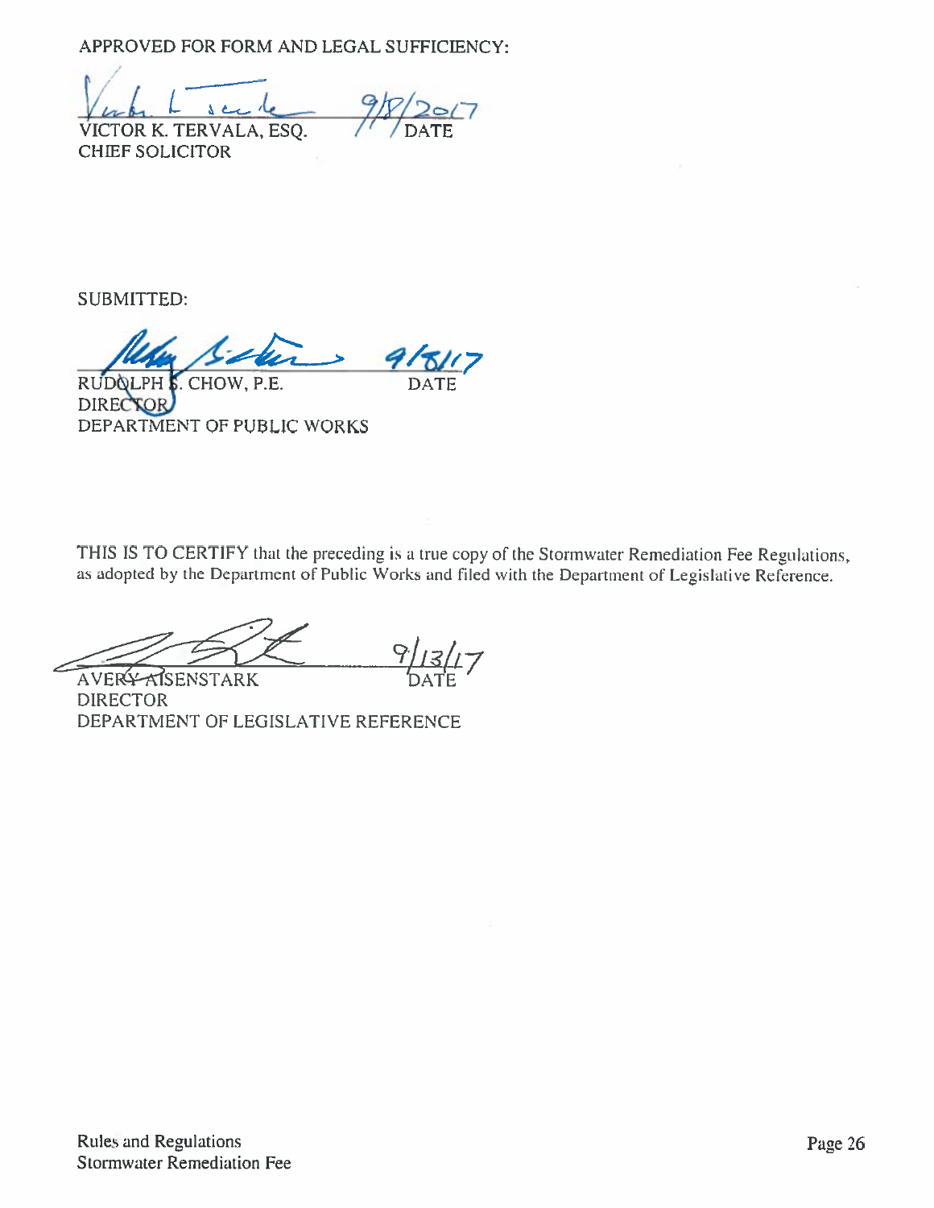APPROVED FOR FORM AND LEGAL SUFFICIENCY:

9/8/2017

VICTOR K. TERVALA, ESQ. DATE
CHIEF SOLICITOR

SUBMITTED:

9/8/17

RUDOLPH S. CHOW, P.E. DATE
DIRECTOR
DEPARTMENT OF PUBLIC WORKS

THIS IS TO CERTIFY that the preceding is a true copy of the Stormwater Remediation Fee Regulations, as adopted by the Department of Public Works and filed with the Department of Legislative Reference.

9/13/17

AVERY AISENSTARK DATE
DIRECTOR
DEPARTMENT OF LEGISLATIVE REFERENCE